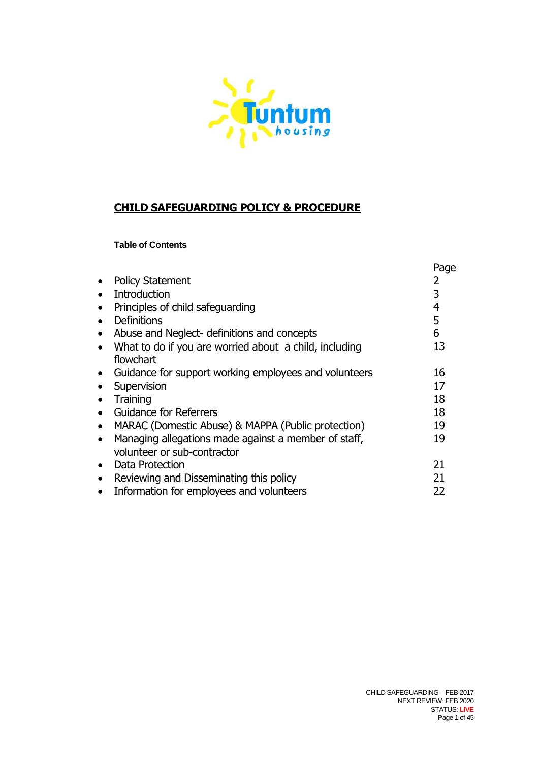# CHILD SAFEGUARDING POLICY & PROCEDURE

**Table of Contents**

| | Page |
|---|---|
| Policy Statement | 2 |
| Introduction | 3 |
| Principles of child safeguarding | 4 |
| Definitions | 5 |
| Abuse and Neglect- definitions and concepts | 6 |
| What to do if you are worried about a child, including flowchart | 13 |
| Guidance for support working employees and volunteers | 16 |
| Supervision | 17 |
| Training | 18 |
| Guidance for Referrers | 18 |
| MARAC (Domestic Abuse) & MAPPA (Public protection) | 19 |
| Managing allegations made against a member of staff, volunteer or sub-contractor | 19 |
| Data Protection | 21 |
| Reviewing and Disseminating this policy | 21 |
| Information for employees and volunteers | 22 |

CHILD SAFEGUARDING – FEB 2017
NEXT REVIEW: FEB 2020
STATUS: **LIVE**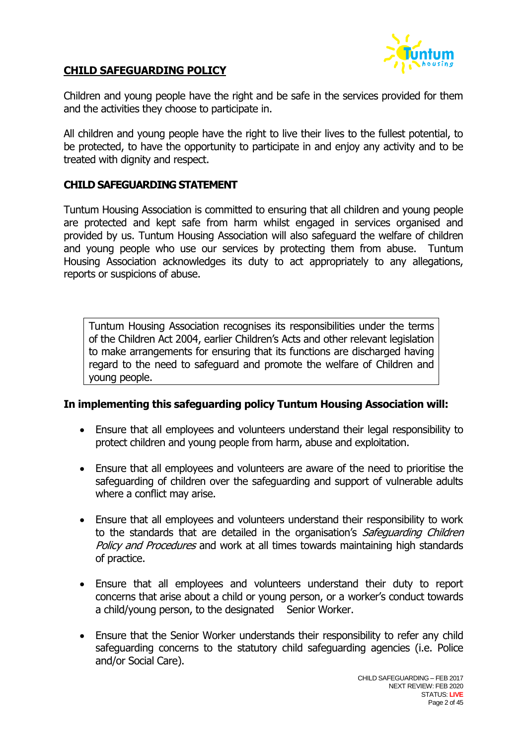## CHILD SAFEGUARDING POLICY

Children and young people have the right and be safe in the services provided for them and the activities they choose to participate in.

All children and young people have the right to live their lives to the fullest potential, to be protected, to have the opportunity to participate in and enjoy any activity and to be treated with dignity and respect.

### CHILD SAFEGUARDING STATEMENT

Tuntum Housing Association is committed to ensuring that all children and young people are protected and kept safe from harm whilst engaged in services organised and provided by us. Tuntum Housing Association will also safeguard the welfare of children and young people who use our services by protecting them from abuse. Tuntum Housing Association acknowledges its duty to act appropriately to any allegations, reports or suspicions of abuse.

> Tuntum Housing Association recognises its responsibilities under the terms of the Children Act 2004, earlier Children's Acts and other relevant legislation to make arrangements for ensuring that its functions are discharged having regard to the need to safeguard and promote the welfare of Children and young people.

**In implementing this safeguarding policy Tuntum Housing Association will:**

- Ensure that all employees and volunteers understand their legal responsibility to protect children and young people from harm, abuse and exploitation.
- Ensure that all employees and volunteers are aware of the need to prioritise the safeguarding of children over the safeguarding and support of vulnerable adults where a conflict may arise.
- Ensure that all employees and volunteers understand their responsibility to work to the standards that are detailed in the organisation's *Safeguarding Children Policy and Procedures* and work at all times towards maintaining high standards of practice.
- Ensure that all employees and volunteers understand their duty to report concerns that arise about a child or young person, or a worker's conduct towards a child/young person, to the designated Senior Worker.
- Ensure that the Senior Worker understands their responsibility to refer any child safeguarding concerns to the statutory child safeguarding agencies (i.e. Police and/or Social Care).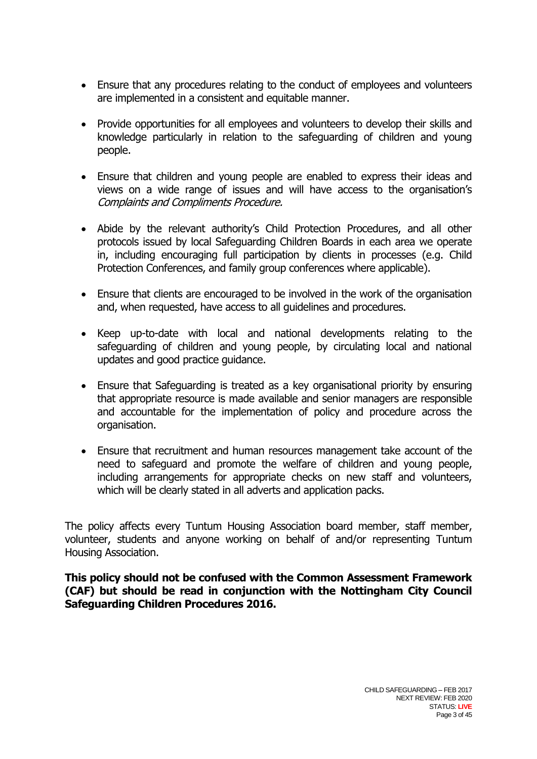- Ensure that any procedures relating to the conduct of employees and volunteers are implemented in a consistent and equitable manner.
- Provide opportunities for all employees and volunteers to develop their skills and knowledge particularly in relation to the safeguarding of children and young people.
- Ensure that children and young people are enabled to express their ideas and views on a wide range of issues and will have access to the organisation's *Complaints and Compliments Procedure.*
- Abide by the relevant authority's Child Protection Procedures, and all other protocols issued by local Safeguarding Children Boards in each area we operate in, including encouraging full participation by clients in processes (e.g. Child Protection Conferences, and family group conferences where applicable).
- Ensure that clients are encouraged to be involved in the work of the organisation and, when requested, have access to all guidelines and procedures.
- Keep up-to-date with local and national developments relating to the safeguarding of children and young people, by circulating local and national updates and good practice guidance.
- Ensure that Safeguarding is treated as a key organisational priority by ensuring that appropriate resource is made available and senior managers are responsible and accountable for the implementation of policy and procedure across the organisation.
- Ensure that recruitment and human resources management take account of the need to safeguard and promote the welfare of children and young people, including arrangements for appropriate checks on new staff and volunteers, which will be clearly stated in all adverts and application packs.

The policy affects every Tuntum Housing Association board member, staff member, volunteer, students and anyone working on behalf of and/or representing Tuntum Housing Association.

**This policy should not be confused with the Common Assessment Framework (CAF) but should be read in conjunction with the Nottingham City Council Safeguarding Children Procedures 2016.**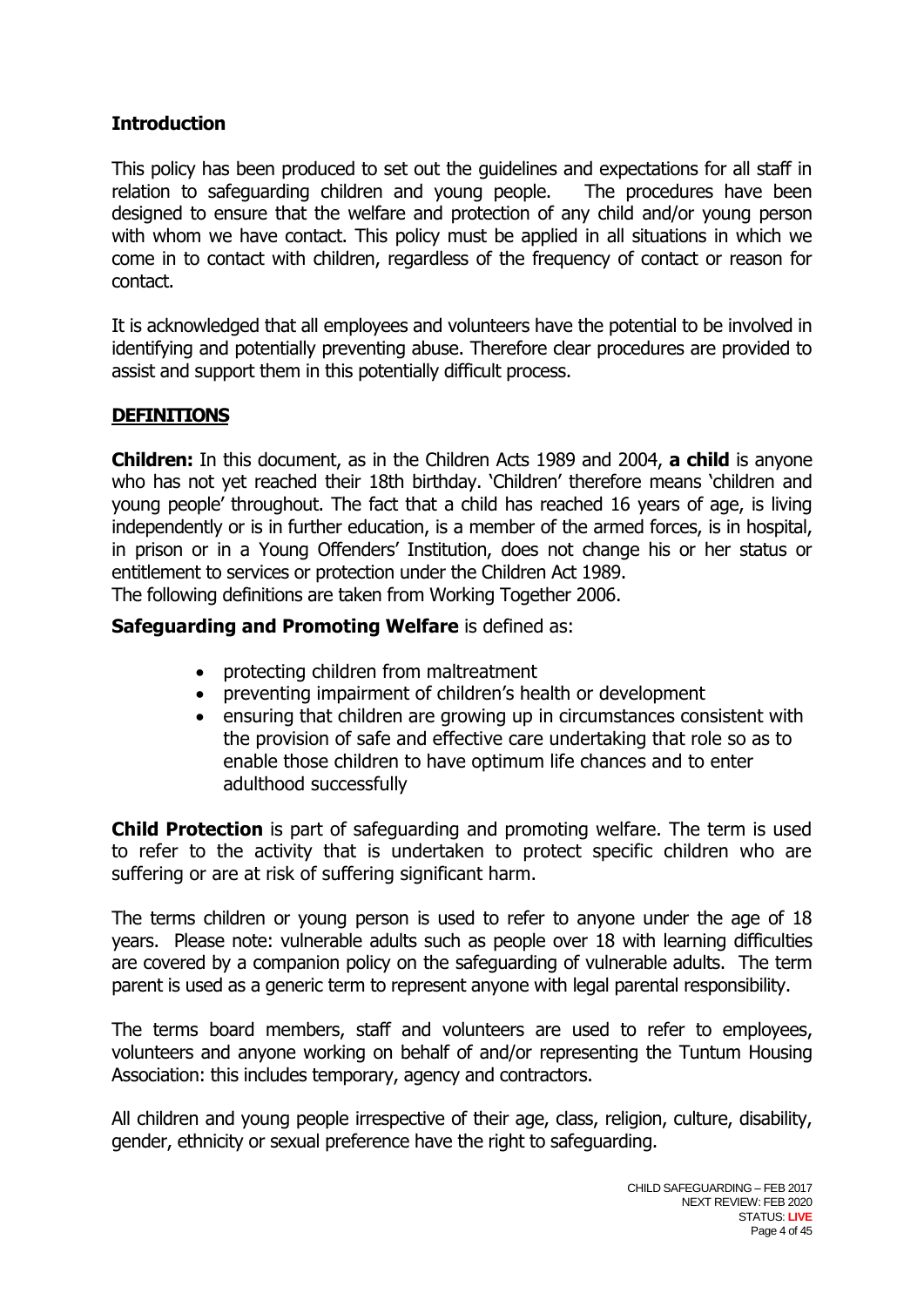## Introduction

This policy has been produced to set out the guidelines and expectations for all staff in relation to safeguarding children and young people. The procedures have been designed to ensure that the welfare and protection of any child and/or young person with whom we have contact. This policy must be applied in all situations in which we come in to contact with children, regardless of the frequency of contact or reason for contact.

It is acknowledged that all employees and volunteers have the potential to be involved in identifying and potentially preventing abuse. Therefore clear procedures are provided to assist and support them in this potentially difficult process.

## DEFINITIONS

**Children:** In this document, as in the Children Acts 1989 and 2004, **a child** is anyone who has not yet reached their 18th birthday. 'Children' therefore means 'children and young people' throughout. The fact that a child has reached 16 years of age, is living independently or is in further education, is a member of the armed forces, is in hospital, in prison or in a Young Offenders' Institution, does not change his or her status or entitlement to services or protection under the Children Act 1989.
The following definitions are taken from Working Together 2006.

**Safeguarding and Promoting Welfare** is defined as:

- protecting children from maltreatment
- preventing impairment of children's health or development
- ensuring that children are growing up in circumstances consistent with the provision of safe and effective care undertaking that role so as to enable those children to have optimum life chances and to enter adulthood successfully

**Child Protection** is part of safeguarding and promoting welfare. The term is used to refer to the activity that is undertaken to protect specific children who are suffering or are at risk of suffering significant harm.

The terms children or young person is used to refer to anyone under the age of 18 years. Please note: vulnerable adults such as people over 18 with learning difficulties are covered by a companion policy on the safeguarding of vulnerable adults. The term parent is used as a generic term to represent anyone with legal parental responsibility.

The terms board members, staff and volunteers are used to refer to employees, volunteers and anyone working on behalf of and/or representing the Tuntum Housing Association: this includes temporary, agency and contractors.

All children and young people irrespective of their age, class, religion, culture, disability, gender, ethnicity or sexual preference have the right to safeguarding.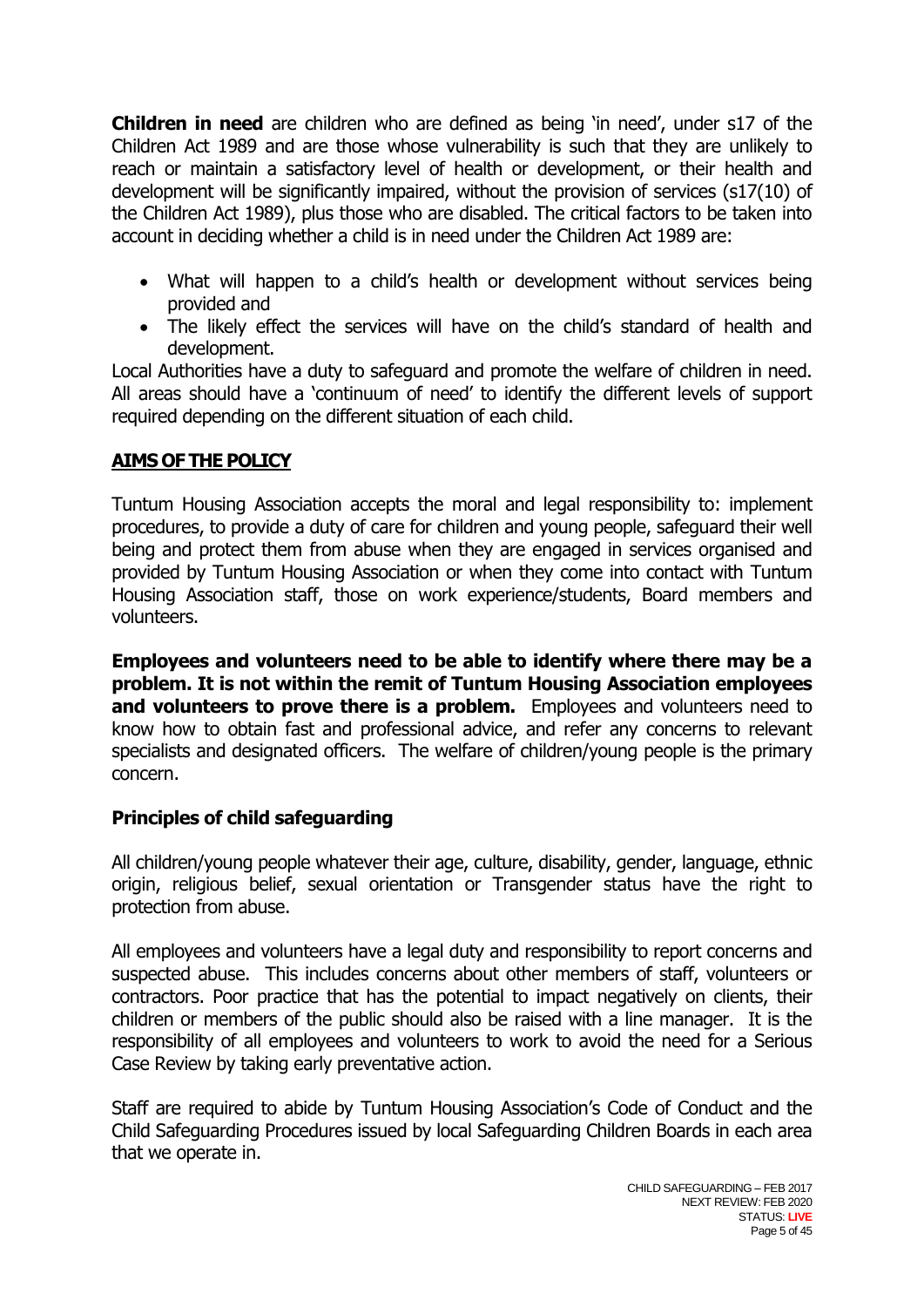**Children in need** are children who are defined as being 'in need', under s17 of the Children Act 1989 and are those whose vulnerability is such that they are unlikely to reach or maintain a satisfactory level of health or development, or their health and development will be significantly impaired, without the provision of services (s17(10) of the Children Act 1989), plus those who are disabled. The critical factors to be taken into account in deciding whether a child is in need under the Children Act 1989 are:

- What will happen to a child's health or development without services being provided and
- The likely effect the services will have on the child's standard of health and development.

Local Authorities have a duty to safeguard and promote the welfare of children in need. All areas should have a 'continuum of need' to identify the different levels of support required depending on the different situation of each child.

## AIMS OF THE POLICY

Tuntum Housing Association accepts the moral and legal responsibility to: implement procedures, to provide a duty of care for children and young people, safeguard their well being and protect them from abuse when they are engaged in services organised and provided by Tuntum Housing Association or when they come into contact with Tuntum Housing Association staff, those on work experience/students, Board members and volunteers.

**Employees and volunteers need to be able to identify where there may be a problem. It is not within the remit of Tuntum Housing Association employees and volunteers to prove there is a problem.** Employees and volunteers need to know how to obtain fast and professional advice, and refer any concerns to relevant specialists and designated officers. The welfare of children/young people is the primary concern.

### Principles of child safeguarding

All children/young people whatever their age, culture, disability, gender, language, ethnic origin, religious belief, sexual orientation or Transgender status have the right to protection from abuse.

All employees and volunteers have a legal duty and responsibility to report concerns and suspected abuse. This includes concerns about other members of staff, volunteers or contractors. Poor practice that has the potential to impact negatively on clients, their children or members of the public should also be raised with a line manager. It is the responsibility of all employees and volunteers to work to avoid the need for a Serious Case Review by taking early preventative action.

Staff are required to abide by Tuntum Housing Association's Code of Conduct and the Child Safeguarding Procedures issued by local Safeguarding Children Boards in each area that we operate in.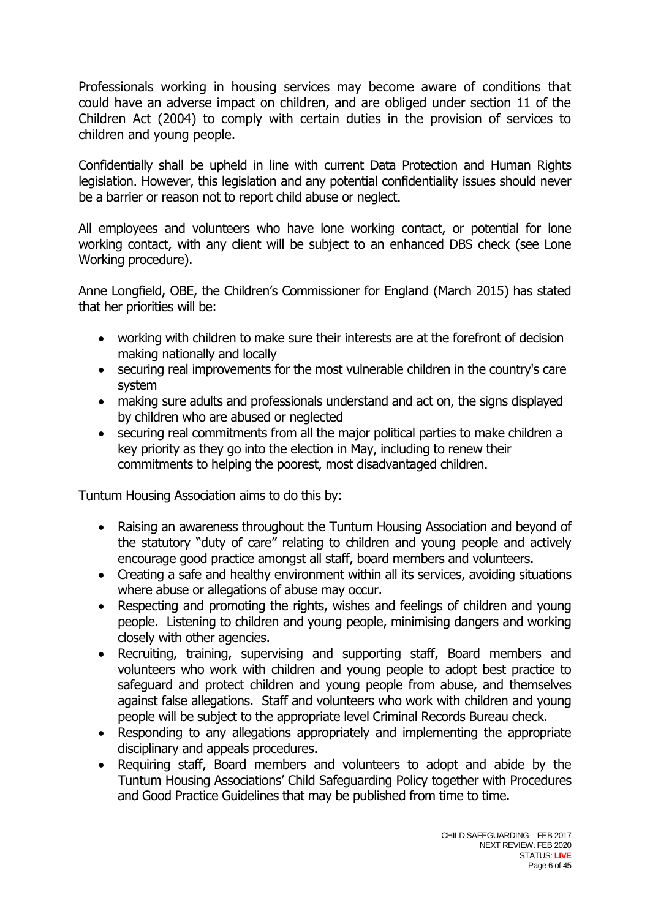Professionals working in housing services may become aware of conditions that could have an adverse impact on children, and are obliged under section 11 of the Children Act (2004) to comply with certain duties in the provision of services to children and young people.

Confidentially shall be upheld in line with current Data Protection and Human Rights legislation. However, this legislation and any potential confidentiality issues should never be a barrier or reason not to report child abuse or neglect.

All employees and volunteers who have lone working contact, or potential for lone working contact, with any client will be subject to an enhanced DBS check (see Lone Working procedure).

Anne Longfield, OBE, the Children's Commissioner for England (March 2015) has stated that her priorities will be:

- working with children to make sure their interests are at the forefront of decision making nationally and locally
- securing real improvements for the most vulnerable children in the country's care system
- making sure adults and professionals understand and act on, the signs displayed by children who are abused or neglected
- securing real commitments from all the major political parties to make children a key priority as they go into the election in May, including to renew their commitments to helping the poorest, most disadvantaged children.

Tuntum Housing Association aims to do this by:

- Raising an awareness throughout the Tuntum Housing Association and beyond of the statutory "duty of care" relating to children and young people and actively encourage good practice amongst all staff, board members and volunteers.
- Creating a safe and healthy environment within all its services, avoiding situations where abuse or allegations of abuse may occur.
- Respecting and promoting the rights, wishes and feelings of children and young people. Listening to children and young people, minimising dangers and working closely with other agencies.
- Recruiting, training, supervising and supporting staff, Board members and volunteers who work with children and young people to adopt best practice to safeguard and protect children and young people from abuse, and themselves against false allegations. Staff and volunteers who work with children and young people will be subject to the appropriate level Criminal Records Bureau check.
- Responding to any allegations appropriately and implementing the appropriate disciplinary and appeals procedures.
- Requiring staff, Board members and volunteers to adopt and abide by the Tuntum Housing Associations' Child Safeguarding Policy together with Procedures and Good Practice Guidelines that may be published from time to time.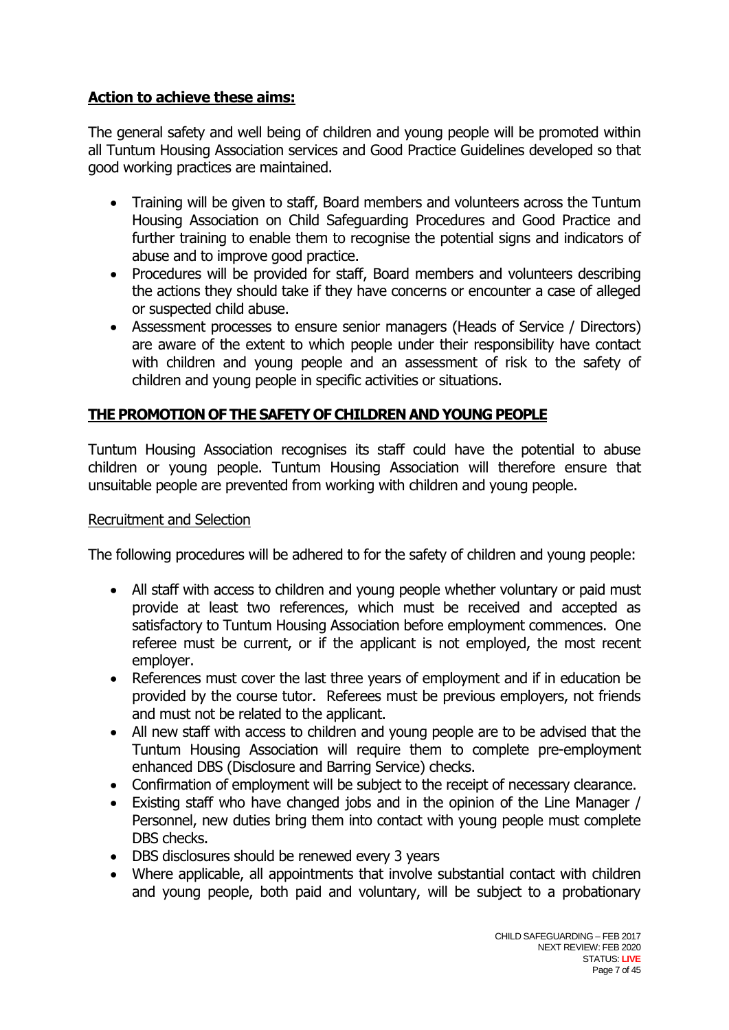**Action to achieve these aims:**

The general safety and well being of children and young people will be promoted within all Tuntum Housing Association services and Good Practice Guidelines developed so that good working practices are maintained.

- Training will be given to staff, Board members and volunteers across the Tuntum Housing Association on Child Safeguarding Procedures and Good Practice and further training to enable them to recognise the potential signs and indicators of abuse and to improve good practice.
- Procedures will be provided for staff, Board members and volunteers describing the actions they should take if they have concerns or encounter a case of alleged or suspected child abuse.
- Assessment processes to ensure senior managers (Heads of Service / Directors) are aware of the extent to which people under their responsibility have contact with children and young people and an assessment of risk to the safety of children and young people in specific activities or situations.

**THE PROMOTION OF THE SAFETY OF CHILDREN AND YOUNG PEOPLE**

Tuntum Housing Association recognises its staff could have the potential to abuse children or young people. Tuntum Housing Association will therefore ensure that unsuitable people are prevented from working with children and young people.

Recruitment and Selection

The following procedures will be adhered to for the safety of children and young people:

- All staff with access to children and young people whether voluntary or paid must provide at least two references, which must be received and accepted as satisfactory to Tuntum Housing Association before employment commences. One referee must be current, or if the applicant is not employed, the most recent employer.
- References must cover the last three years of employment and if in education be provided by the course tutor. Referees must be previous employers, not friends and must not be related to the applicant.
- All new staff with access to children and young people are to be advised that the Tuntum Housing Association will require them to complete pre-employment enhanced DBS (Disclosure and Barring Service) checks.
- Confirmation of employment will be subject to the receipt of necessary clearance.
- Existing staff who have changed jobs and in the opinion of the Line Manager / Personnel, new duties bring them into contact with young people must complete DBS checks.
- DBS disclosures should be renewed every 3 years
- Where applicable, all appointments that involve substantial contact with children and young people, both paid and voluntary, will be subject to a probationary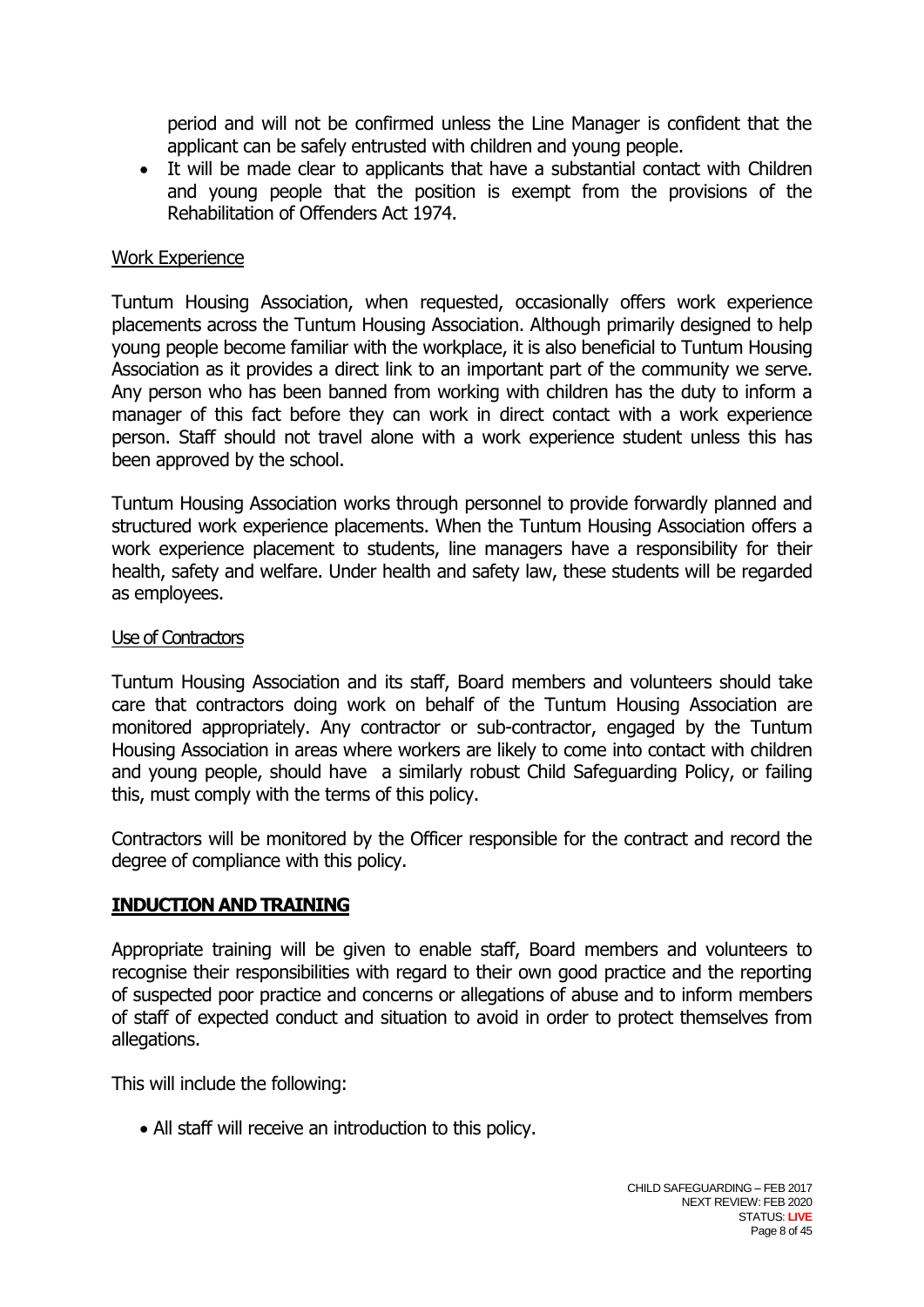period and will not be confirmed unless the Line Manager is confident that the applicant can be safely entrusted with children and young people.

- It will be made clear to applicants that have a substantial contact with Children and young people that the position is exempt from the provisions of the Rehabilitation of Offenders Act 1974.

Work Experience

Tuntum Housing Association, when requested, occasionally offers work experience placements across the Tuntum Housing Association. Although primarily designed to help young people become familiar with the workplace, it is also beneficial to Tuntum Housing Association as it provides a direct link to an important part of the community we serve. Any person who has been banned from working with children has the duty to inform a manager of this fact before they can work in direct contact with a work experience person. Staff should not travel alone with a work experience student unless this has been approved by the school.

Tuntum Housing Association works through personnel to provide forwardly planned and structured work experience placements. When the Tuntum Housing Association offers a work experience placement to students, line managers have a responsibility for their health, safety and welfare. Under health and safety law, these students will be regarded as employees.

Use of Contractors

Tuntum Housing Association and its staff, Board members and volunteers should take care that contractors doing work on behalf of the Tuntum Housing Association are monitored appropriately. Any contractor or sub-contractor, engaged by the Tuntum Housing Association in areas where workers are likely to come into contact with children and young people, should have a similarly robust Child Safeguarding Policy, or failing this, must comply with the terms of this policy.

Contractors will be monitored by the Officer responsible for the contract and record the degree of compliance with this policy.

## INDUCTION AND TRAINING

Appropriate training will be given to enable staff, Board members and volunteers to recognise their responsibilities with regard to their own good practice and the reporting of suspected poor practice and concerns or allegations of abuse and to inform members of staff of expected conduct and situation to avoid in order to protect themselves from allegations.

This will include the following:

- All staff will receive an introduction to this policy.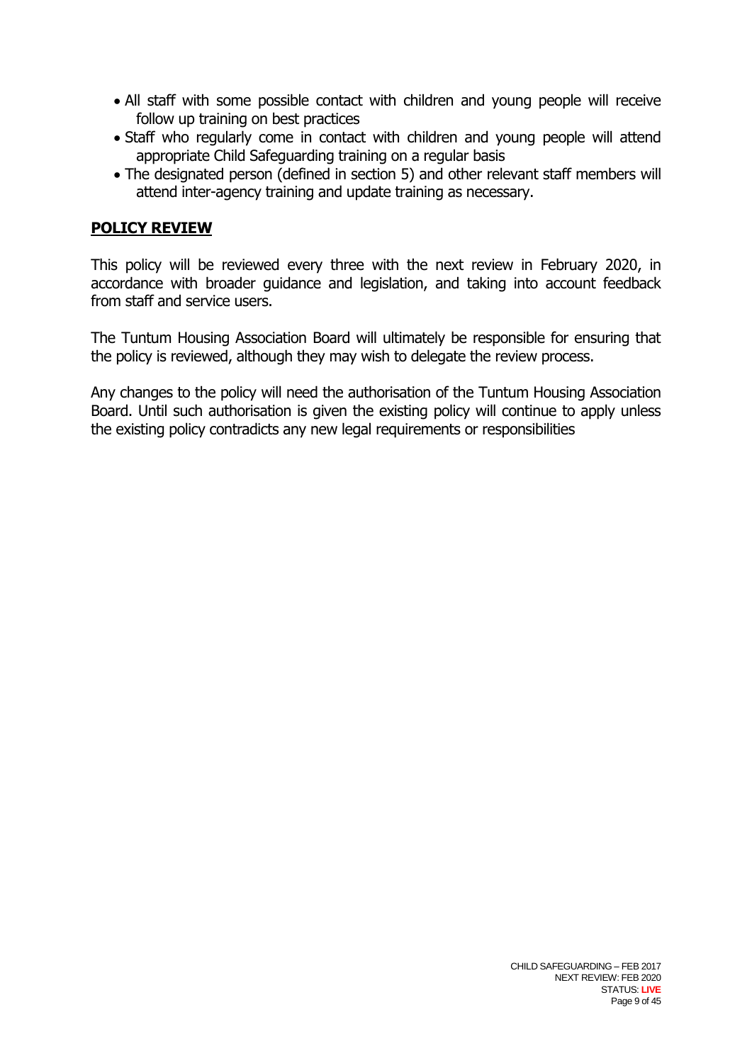- All staff with some possible contact with children and young people will receive follow up training on best practices
- Staff who regularly come in contact with children and young people will attend appropriate Child Safeguarding training on a regular basis
- The designated person (defined in section 5) and other relevant staff members will attend inter-agency training and update training as necessary.

## POLICY REVIEW

This policy will be reviewed every three with the next review in February 2020, in accordance with broader guidance and legislation, and taking into account feedback from staff and service users.

The Tuntum Housing Association Board will ultimately be responsible for ensuring that the policy is reviewed, although they may wish to delegate the review process.

Any changes to the policy will need the authorisation of the Tuntum Housing Association Board. Until such authorisation is given the existing policy will continue to apply unless the existing policy contradicts any new legal requirements or responsibilities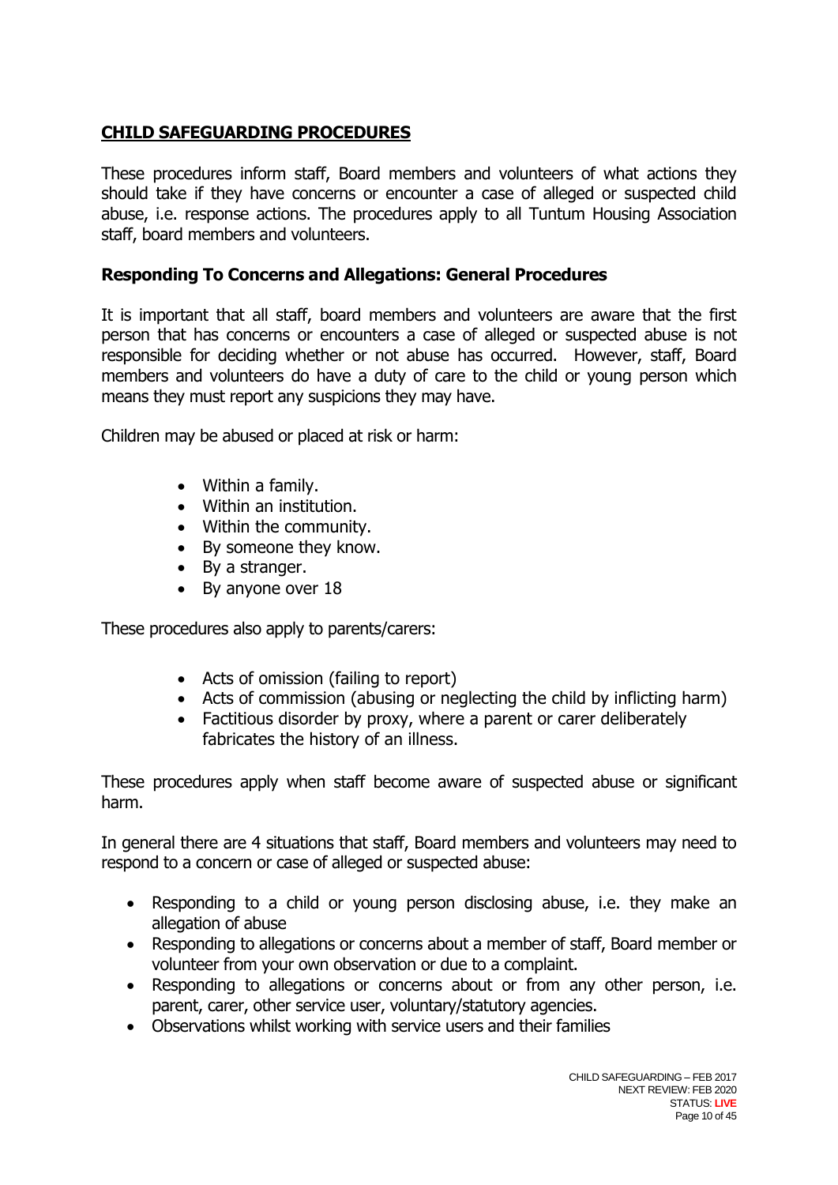## **CHILD SAFEGUARDING PROCEDURES**

These procedures inform staff, Board members and volunteers of what actions they should take if they have concerns or encounter a case of alleged or suspected child abuse, i.e. response actions. The procedures apply to all Tuntum Housing Association staff, board members and volunteers.

### **Responding To Concerns and Allegations: General Procedures**

It is important that all staff, board members and volunteers are aware that the first person that has concerns or encounters a case of alleged or suspected abuse is not responsible for deciding whether or not abuse has occurred. However, staff, Board members and volunteers do have a duty of care to the child or young person which means they must report any suspicions they may have.

Children may be abused or placed at risk or harm:

- Within a family.
- Within an institution.
- Within the community.
- By someone they know.
- By a stranger.
- By anyone over 18

These procedures also apply to parents/carers:

- Acts of omission (failing to report)
- Acts of commission (abusing or neglecting the child by inflicting harm)
- Factitious disorder by proxy, where a parent or carer deliberately fabricates the history of an illness.

These procedures apply when staff become aware of suspected abuse or significant harm.

In general there are 4 situations that staff, Board members and volunteers may need to respond to a concern or case of alleged or suspected abuse:

- Responding to a child or young person disclosing abuse, i.e. they make an allegation of abuse
- Responding to allegations or concerns about a member of staff, Board member or volunteer from your own observation or due to a complaint.
- Responding to allegations or concerns about or from any other person, i.e. parent, carer, other service user, voluntary/statutory agencies.
- Observations whilst working with service users and their families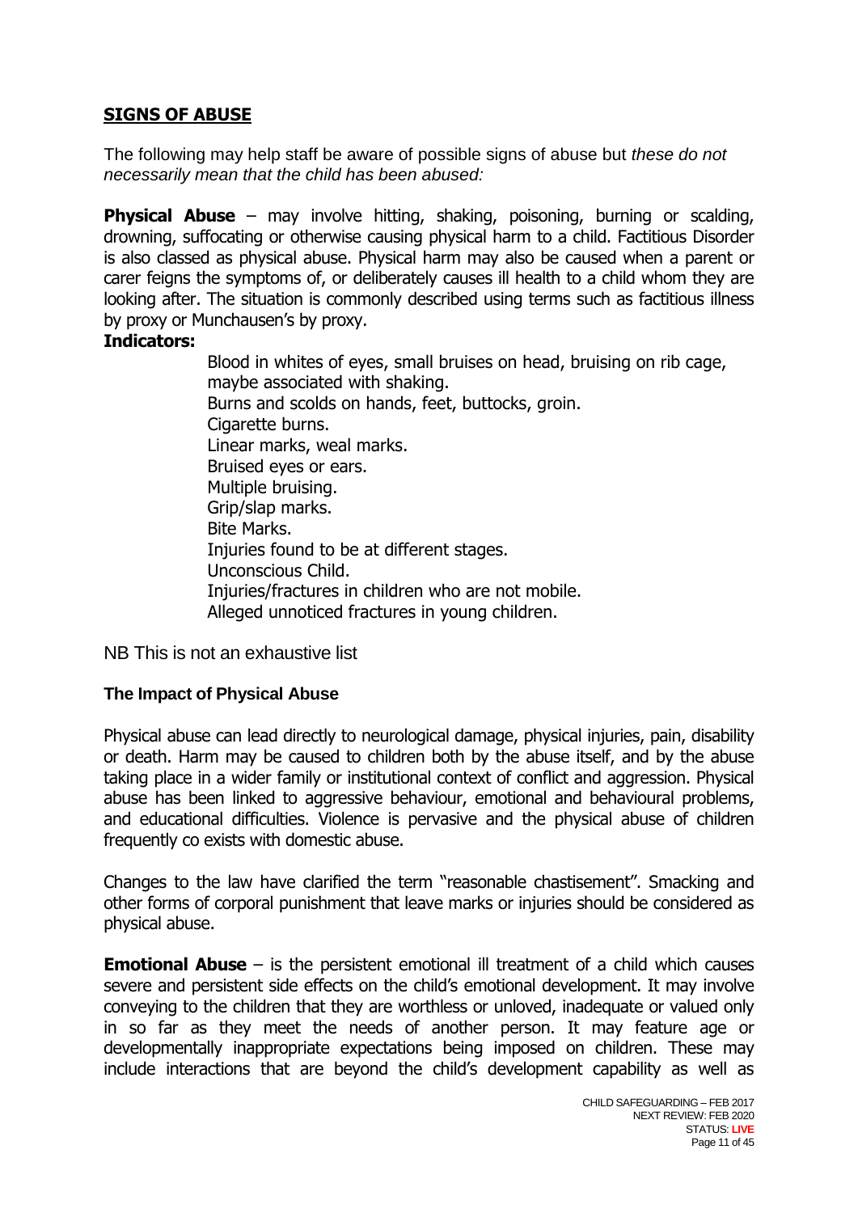## SIGNS OF ABUSE

The following may help staff be aware of possible signs of abuse but *these do not necessarily mean that the child has been abused:*

**Physical Abuse** – may involve hitting, shaking, poisoning, burning or scalding, drowning, suffocating or otherwise causing physical harm to a child. Factitious Disorder is also classed as physical abuse. Physical harm may also be caused when a parent or carer feigns the symptoms of, or deliberately causes ill health to a child whom they are looking after. The situation is commonly described using terms such as factitious illness by proxy or Munchausen's by proxy.

**Indicators:**

Blood in whites of eyes, small bruises on head, bruising on rib cage, maybe associated with shaking.
Burns and scolds on hands, feet, buttocks, groin.
Cigarette burns.
Linear marks, weal marks.
Bruised eyes or ears.
Multiple bruising.
Grip/slap marks.
Bite Marks.
Injuries found to be at different stages.
Unconscious Child.
Injuries/fractures in children who are not mobile.
Alleged unnoticed fractures in young children.

NB This is not an exhaustive list

### The Impact of Physical Abuse

Physical abuse can lead directly to neurological damage, physical injuries, pain, disability or death. Harm may be caused to children both by the abuse itself, and by the abuse taking place in a wider family or institutional context of conflict and aggression. Physical abuse has been linked to aggressive behaviour, emotional and behavioural problems, and educational difficulties. Violence is pervasive and the physical abuse of children frequently co exists with domestic abuse.

Changes to the law have clarified the term "reasonable chastisement". Smacking and other forms of corporal punishment that leave marks or injuries should be considered as physical abuse.

**Emotional Abuse** – is the persistent emotional ill treatment of a child which causes severe and persistent side effects on the child's emotional development. It may involve conveying to the children that they are worthless or unloved, inadequate or valued only in so far as they meet the needs of another person. It may feature age or developmentally inappropriate expectations being imposed on children. These may include interactions that are beyond the child's development capability as well as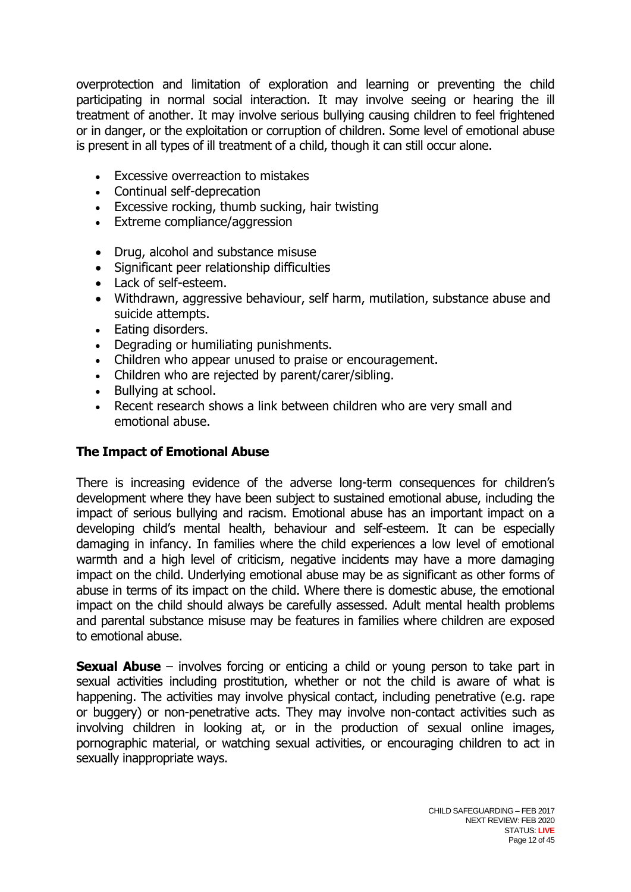overprotection and limitation of exploration and learning or preventing the child participating in normal social interaction. It may involve seeing or hearing the ill treatment of another. It may involve serious bullying causing children to feel frightened or in danger, or the exploitation or corruption of children. Some level of emotional abuse is present in all types of ill treatment of a child, though it can still occur alone.

- Excessive overreaction to mistakes
- Continual self-deprecation
- Excessive rocking, thumb sucking, hair twisting
- Extreme compliance/aggression

- Drug, alcohol and substance misuse
- Significant peer relationship difficulties
- Lack of self-esteem.
- Withdrawn, aggressive behaviour, self harm, mutilation, substance abuse and suicide attempts.
- Eating disorders.
- Degrading or humiliating punishments.
- Children who appear unused to praise or encouragement.
- Children who are rejected by parent/carer/sibling.
- Bullying at school.
- Recent research shows a link between children who are very small and emotional abuse.

### The Impact of Emotional Abuse

There is increasing evidence of the adverse long-term consequences for children's development where they have been subject to sustained emotional abuse, including the impact of serious bullying and racism. Emotional abuse has an important impact on a developing child's mental health, behaviour and self-esteem. It can be especially damaging in infancy. In families where the child experiences a low level of emotional warmth and a high level of criticism, negative incidents may have a more damaging impact on the child. Underlying emotional abuse may be as significant as other forms of abuse in terms of its impact on the child. Where there is domestic abuse, the emotional impact on the child should always be carefully assessed. Adult mental health problems and parental substance misuse may be features in families where children are exposed to emotional abuse.

**Sexual Abuse** – involves forcing or enticing a child or young person to take part in sexual activities including prostitution, whether or not the child is aware of what is happening. The activities may involve physical contact, including penetrative (e.g. rape or buggery) or non-penetrative acts. They may involve non-contact activities such as involving children in looking at, or in the production of sexual online images, pornographic material, or watching sexual activities, or encouraging children to act in sexually inappropriate ways.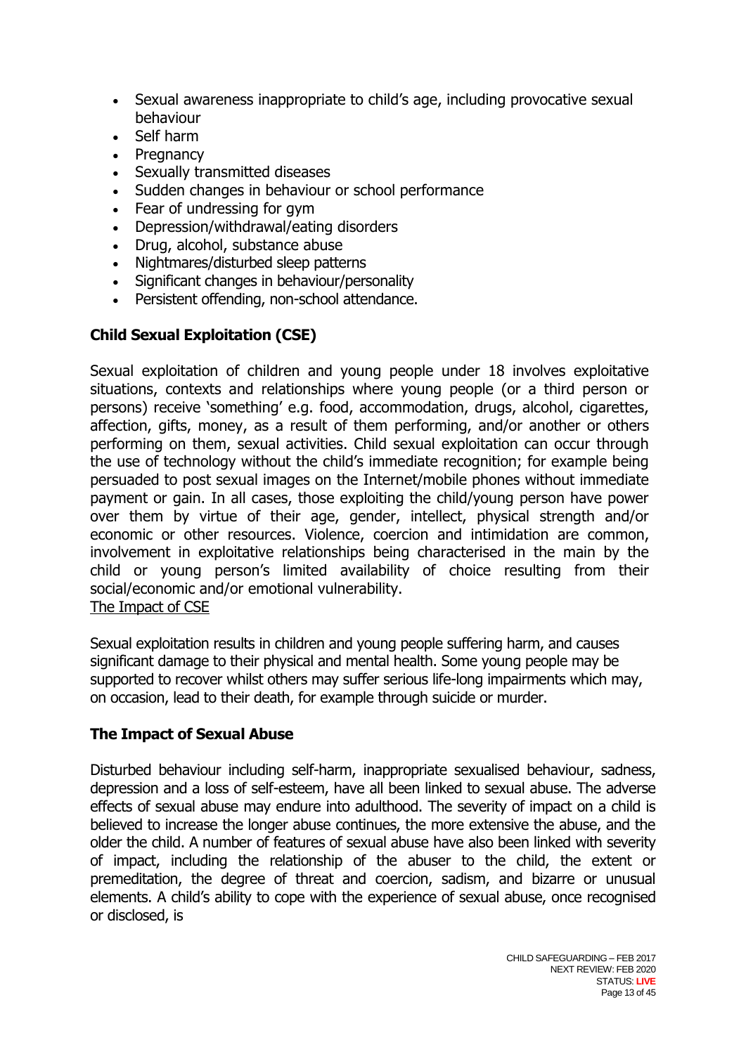- Sexual awareness inappropriate to child's age, including provocative sexual behaviour
- Self harm
- Pregnancy
- Sexually transmitted diseases
- Sudden changes in behaviour or school performance
- Fear of undressing for gym
- Depression/withdrawal/eating disorders
- Drug, alcohol, substance abuse
- Nightmares/disturbed sleep patterns
- Significant changes in behaviour/personality
- Persistent offending, non-school attendance.

## Child Sexual Exploitation (CSE)

Sexual exploitation of children and young people under 18 involves exploitative situations, contexts and relationships where young people (or a third person or persons) receive 'something' e.g. food, accommodation, drugs, alcohol, cigarettes, affection, gifts, money, as a result of them performing, and/or another or others performing on them, sexual activities. Child sexual exploitation can occur through the use of technology without the child's immediate recognition; for example being persuaded to post sexual images on the Internet/mobile phones without immediate payment or gain. In all cases, those exploiting the child/young person have power over them by virtue of their age, gender, intellect, physical strength and/or economic or other resources. Violence, coercion and intimidation are common, involvement in exploitative relationships being characterised in the main by the child or young person's limited availability of choice resulting from their social/economic and/or emotional vulnerability.

The Impact of CSE

Sexual exploitation results in children and young people suffering harm, and causes significant damage to their physical and mental health. Some young people may be supported to recover whilst others may suffer serious life-long impairments which may, on occasion, lead to their death, for example through suicide or murder.

## The Impact of Sexual Abuse

Disturbed behaviour including self-harm, inappropriate sexualised behaviour, sadness, depression and a loss of self-esteem, have all been linked to sexual abuse. The adverse effects of sexual abuse may endure into adulthood. The severity of impact on a child is believed to increase the longer abuse continues, the more extensive the abuse, and the older the child. A number of features of sexual abuse have also been linked with severity of impact, including the relationship of the abuser to the child, the extent or premeditation, the degree of threat and coercion, sadism, and bizarre or unusual elements. A child's ability to cope with the experience of sexual abuse, once recognised or disclosed, is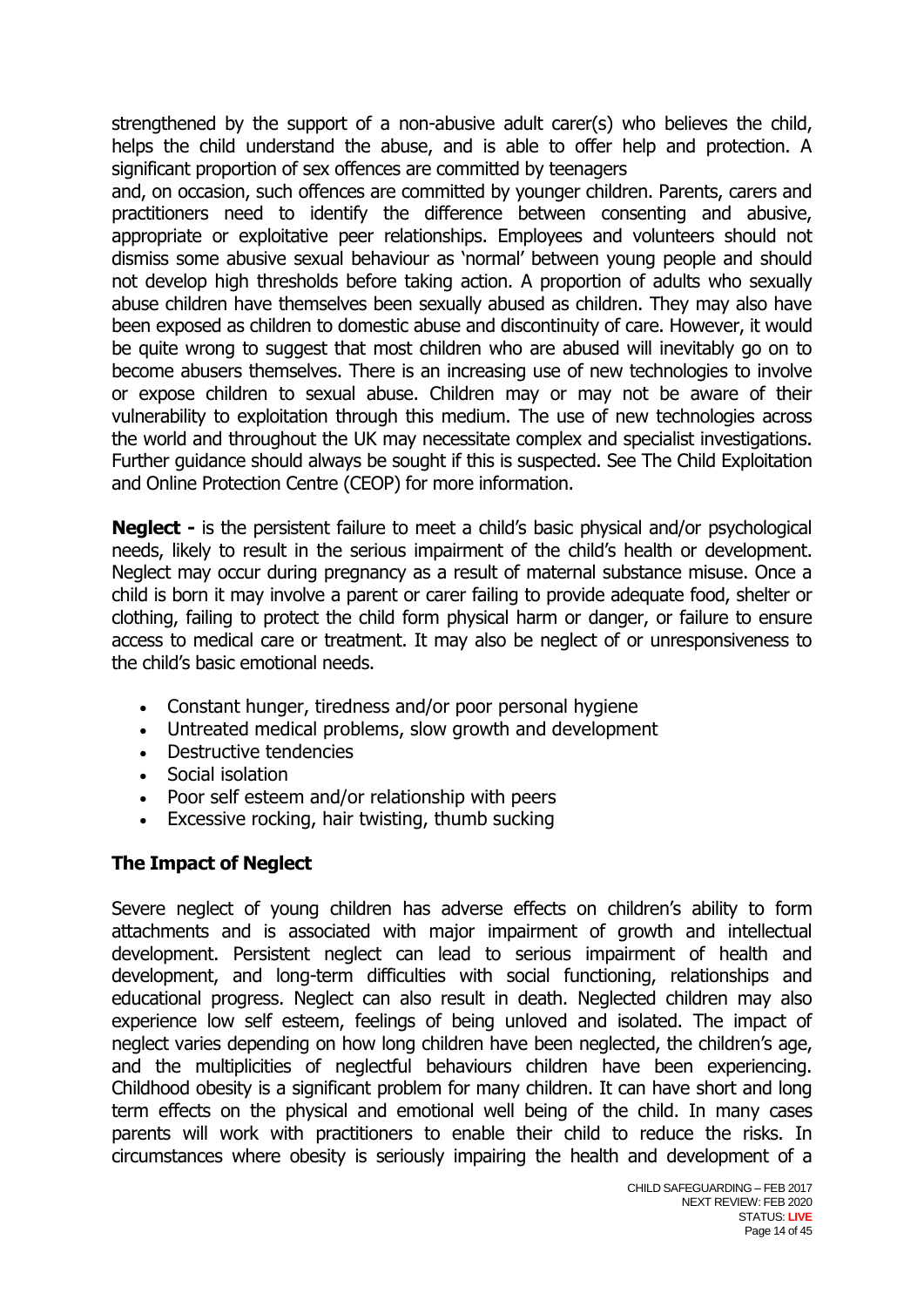strengthened by the support of a non-abusive adult carer(s) who believes the child, helps the child understand the abuse, and is able to offer help and protection. A significant proportion of sex offences are committed by teenagers and, on occasion, such offences are committed by younger children. Parents, carers and practitioners need to identify the difference between consenting and abusive, appropriate or exploitative peer relationships. Employees and volunteers should not dismiss some abusive sexual behaviour as 'normal' between young people and should not develop high thresholds before taking action. A proportion of adults who sexually abuse children have themselves been sexually abused as children. They may also have been exposed as children to domestic abuse and discontinuity of care. However, it would be quite wrong to suggest that most children who are abused will inevitably go on to become abusers themselves. There is an increasing use of new technologies to involve or expose children to sexual abuse. Children may or may not be aware of their vulnerability to exploitation through this medium. The use of new technologies across the world and throughout the UK may necessitate complex and specialist investigations. Further guidance should always be sought if this is suspected. See The Child Exploitation and Online Protection Centre (CEOP) for more information.

**Neglect -** is the persistent failure to meet a child's basic physical and/or psychological needs, likely to result in the serious impairment of the child's health or development. Neglect may occur during pregnancy as a result of maternal substance misuse. Once a child is born it may involve a parent or carer failing to provide adequate food, shelter or clothing, failing to protect the child form physical harm or danger, or failure to ensure access to medical care or treatment. It may also be neglect of or unresponsiveness to the child's basic emotional needs.

- Constant hunger, tiredness and/or poor personal hygiene
- Untreated medical problems, slow growth and development
- Destructive tendencies
- Social isolation
- Poor self esteem and/or relationship with peers
- Excessive rocking, hair twisting, thumb sucking

**The Impact of Neglect**

Severe neglect of young children has adverse effects on children's ability to form attachments and is associated with major impairment of growth and intellectual development. Persistent neglect can lead to serious impairment of health and development, and long-term difficulties with social functioning, relationships and educational progress. Neglect can also result in death. Neglected children may also experience low self esteem, feelings of being unloved and isolated. The impact of neglect varies depending on how long children have been neglected, the children's age, and the multiplicities of neglectful behaviours children have been experiencing. Childhood obesity is a significant problem for many children. It can have short and long term effects on the physical and emotional well being of the child. In many cases parents will work with practitioners to enable their child to reduce the risks. In circumstances where obesity is seriously impairing the health and development of a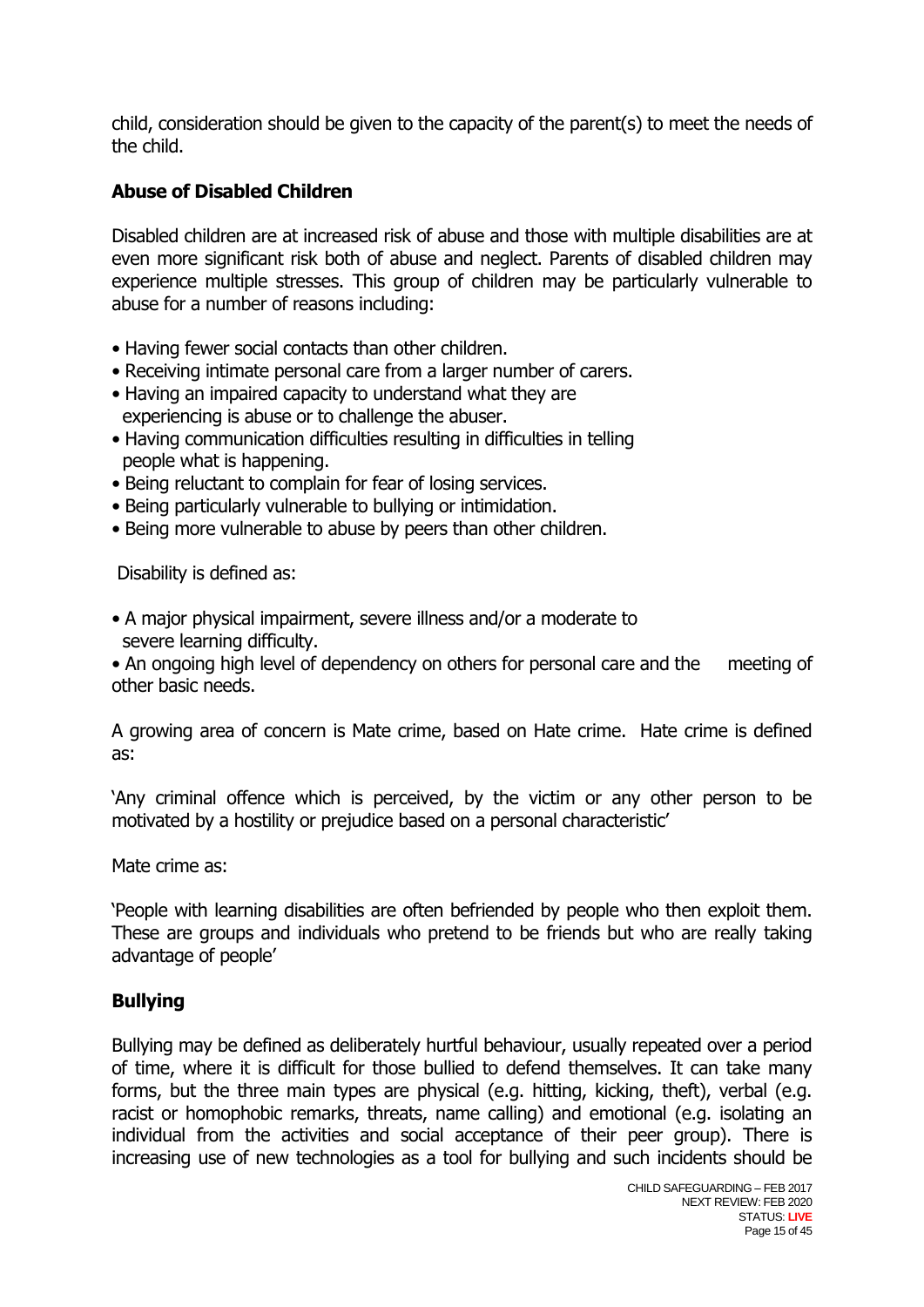child, consideration should be given to the capacity of the parent(s) to meet the needs of the child.

## Abuse of Disabled Children

Disabled children are at increased risk of abuse and those with multiple disabilities are at even more significant risk both of abuse and neglect. Parents of disabled children may experience multiple stresses. This group of children may be particularly vulnerable to abuse for a number of reasons including:

- Having fewer social contacts than other children.
- Receiving intimate personal care from a larger number of carers.
- Having an impaired capacity to understand what they are experiencing is abuse or to challenge the abuser.
- Having communication difficulties resulting in difficulties in telling people what is happening.
- Being reluctant to complain for fear of losing services.
- Being particularly vulnerable to bullying or intimidation.
- Being more vulnerable to abuse by peers than other children.

Disability is defined as:

- A major physical impairment, severe illness and/or a moderate to severe learning difficulty.
- An ongoing high level of dependency on others for personal care and the meeting of other basic needs.

A growing area of concern is Mate crime, based on Hate crime. Hate crime is defined as:

'Any criminal offence which is perceived, by the victim or any other person to be motivated by a hostility or prejudice based on a personal characteristic'

Mate crime as:

'People with learning disabilities are often befriended by people who then exploit them. These are groups and individuals who pretend to be friends but who are really taking advantage of people'

## Bullying

Bullying may be defined as deliberately hurtful behaviour, usually repeated over a period of time, where it is difficult for those bullied to defend themselves. It can take many forms, but the three main types are physical (e.g. hitting, kicking, theft), verbal (e.g. racist or homophobic remarks, threats, name calling) and emotional (e.g. isolating an individual from the activities and social acceptance of their peer group). There is increasing use of new technologies as a tool for bullying and such incidents should be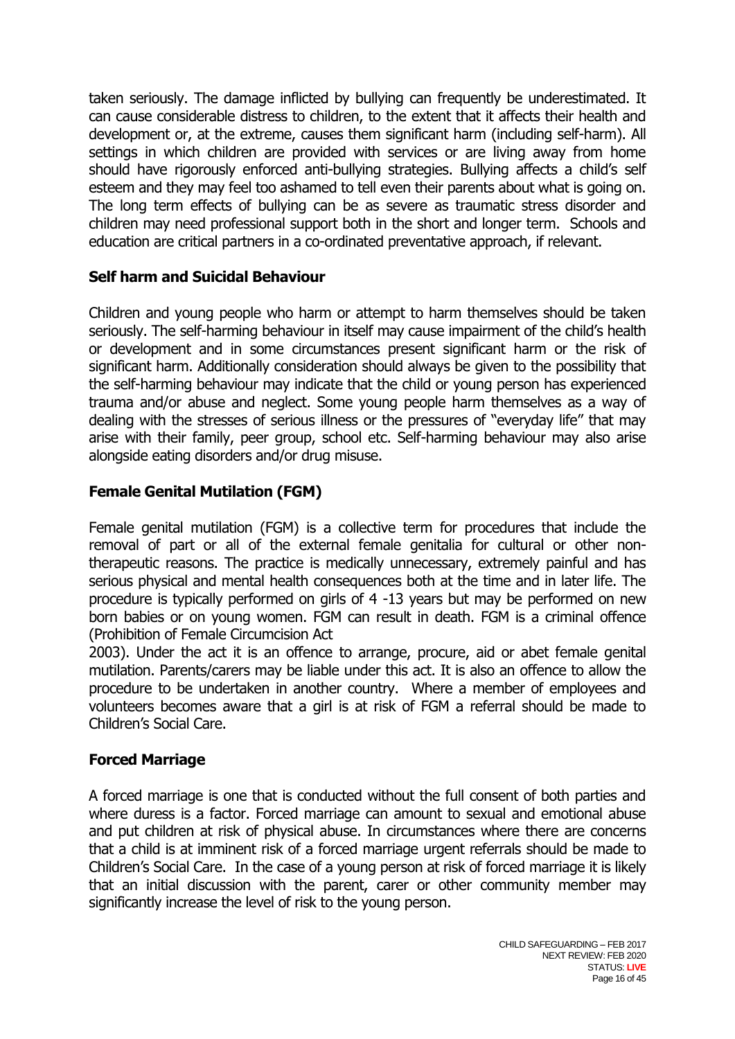taken seriously. The damage inflicted by bullying can frequently be underestimated. It can cause considerable distress to children, to the extent that it affects their health and development or, at the extreme, causes them significant harm (including self-harm). All settings in which children are provided with services or are living away from home should have rigorously enforced anti-bullying strategies. Bullying affects a child's self esteem and they may feel too ashamed to tell even their parents about what is going on. The long term effects of bullying can be as severe as traumatic stress disorder and children may need professional support both in the short and longer term. Schools and education are critical partners in a co-ordinated preventative approach, if relevant.

## Self harm and Suicidal Behaviour

Children and young people who harm or attempt to harm themselves should be taken seriously. The self-harming behaviour in itself may cause impairment of the child's health or development and in some circumstances present significant harm or the risk of significant harm. Additionally consideration should always be given to the possibility that the self-harming behaviour may indicate that the child or young person has experienced trauma and/or abuse and neglect. Some young people harm themselves as a way of dealing with the stresses of serious illness or the pressures of "everyday life" that may arise with their family, peer group, school etc. Self-harming behaviour may also arise alongside eating disorders and/or drug misuse.

## Female Genital Mutilation (FGM)

Female genital mutilation (FGM) is a collective term for procedures that include the removal of part or all of the external female genitalia for cultural or other non-therapeutic reasons. The practice is medically unnecessary, extremely painful and has serious physical and mental health consequences both at the time and in later life. The procedure is typically performed on girls of 4 -13 years but may be performed on new born babies or on young women. FGM can result in death. FGM is a criminal offence (Prohibition of Female Circumcision Act 2003). Under the act it is an offence to arrange, procure, aid or abet female genital mutilation. Parents/carers may be liable under this act. It is also an offence to allow the procedure to be undertaken in another country. Where a member of employees and volunteers becomes aware that a girl is at risk of FGM a referral should be made to Children's Social Care.

## Forced Marriage

A forced marriage is one that is conducted without the full consent of both parties and where duress is a factor. Forced marriage can amount to sexual and emotional abuse and put children at risk of physical abuse. In circumstances where there are concerns that a child is at imminent risk of a forced marriage urgent referrals should be made to Children's Social Care. In the case of a young person at risk of forced marriage it is likely that an initial discussion with the parent, carer or other community member may significantly increase the level of risk to the young person.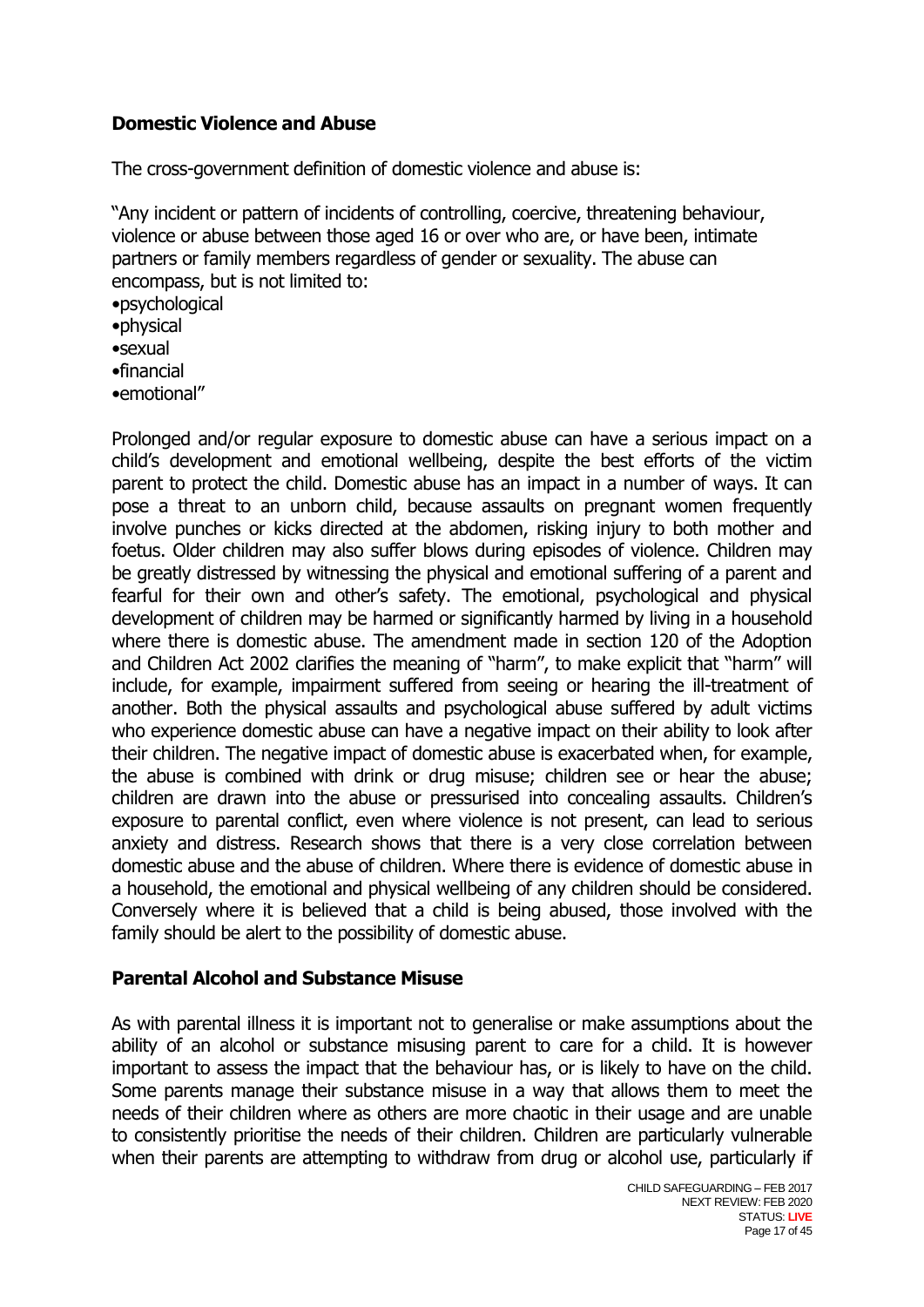## Domestic Violence and Abuse

The cross-government definition of domestic violence and abuse is:

"Any incident or pattern of incidents of controlling, coercive, threatening behaviour, violence or abuse between those aged 16 or over who are, or have been, intimate partners or family members regardless of gender or sexuality. The abuse can encompass, but is not limited to:

- psychological
- physical
- sexual
- financial
- emotional"

Prolonged and/or regular exposure to domestic abuse can have a serious impact on a child's development and emotional wellbeing, despite the best efforts of the victim parent to protect the child. Domestic abuse has an impact in a number of ways. It can pose a threat to an unborn child, because assaults on pregnant women frequently involve punches or kicks directed at the abdomen, risking injury to both mother and foetus. Older children may also suffer blows during episodes of violence. Children may be greatly distressed by witnessing the physical and emotional suffering of a parent and fearful for their own and other's safety. The emotional, psychological and physical development of children may be harmed or significantly harmed by living in a household where there is domestic abuse. The amendment made in section 120 of the Adoption and Children Act 2002 clarifies the meaning of "harm", to make explicit that "harm" will include, for example, impairment suffered from seeing or hearing the ill-treatment of another. Both the physical assaults and psychological abuse suffered by adult victims who experience domestic abuse can have a negative impact on their ability to look after their children. The negative impact of domestic abuse is exacerbated when, for example, the abuse is combined with drink or drug misuse; children see or hear the abuse; children are drawn into the abuse or pressurised into concealing assaults. Children's exposure to parental conflict, even where violence is not present, can lead to serious anxiety and distress. Research shows that there is a very close correlation between domestic abuse and the abuse of children. Where there is evidence of domestic abuse in a household, the emotional and physical wellbeing of any children should be considered. Conversely where it is believed that a child is being abused, those involved with the family should be alert to the possibility of domestic abuse.

## Parental Alcohol and Substance Misuse

As with parental illness it is important not to generalise or make assumptions about the ability of an alcohol or substance misusing parent to care for a child. It is however important to assess the impact that the behaviour has, or is likely to have on the child. Some parents manage their substance misuse in a way that allows them to meet the needs of their children where as others are more chaotic in their usage and are unable to consistently prioritise the needs of their children. Children are particularly vulnerable when their parents are attempting to withdraw from drug or alcohol use, particularly if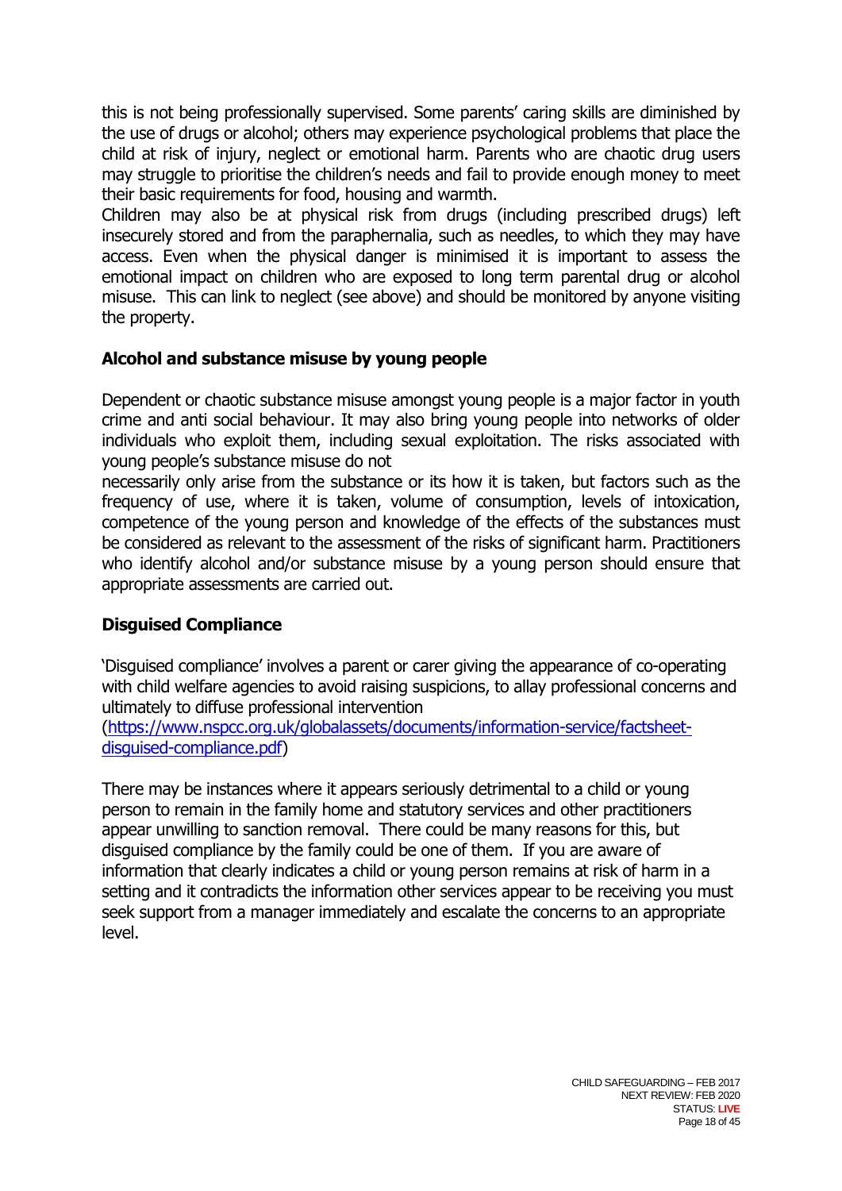this is not being professionally supervised. Some parents' caring skills are diminished by the use of drugs or alcohol; others may experience psychological problems that place the child at risk of injury, neglect or emotional harm. Parents who are chaotic drug users may struggle to prioritise the children's needs and fail to provide enough money to meet their basic requirements for food, housing and warmth.
Children may also be at physical risk from drugs (including prescribed drugs) left insecurely stored and from the paraphernalia, such as needles, to which they may have access. Even when the physical danger is minimised it is important to assess the emotional impact on children who are exposed to long term parental drug or alcohol misuse. This can link to neglect (see above) and should be monitored by anyone visiting the property.

**Alcohol and substance misuse by young people**

Dependent or chaotic substance misuse amongst young people is a major factor in youth crime and anti social behaviour. It may also bring young people into networks of older individuals who exploit them, including sexual exploitation. The risks associated with young people's substance misuse do not
necessarily only arise from the substance or its how it is taken, but factors such as the frequency of use, where it is taken, volume of consumption, levels of intoxication, competence of the young person and knowledge of the effects of the substances must be considered as relevant to the assessment of the risks of significant harm. Practitioners who identify alcohol and/or substance misuse by a young person should ensure that appropriate assessments are carried out.

**Disguised Compliance**

'Disguised compliance' involves a parent or carer giving the appearance of co-operating with child welfare agencies to avoid raising suspicions, to allay professional concerns and ultimately to diffuse professional intervention
(https://www.nspcc.org.uk/globalassets/documents/information-service/factsheet-disguised-compliance.pdf)

There may be instances where it appears seriously detrimental to a child or young person to remain in the family home and statutory services and other practitioners appear unwilling to sanction removal. There could be many reasons for this, but disguised compliance by the family could be one of them. If you are aware of information that clearly indicates a child or young person remains at risk of harm in a setting and it contradicts the information other services appear to be receiving you must seek support from a manager immediately and escalate the concerns to an appropriate level.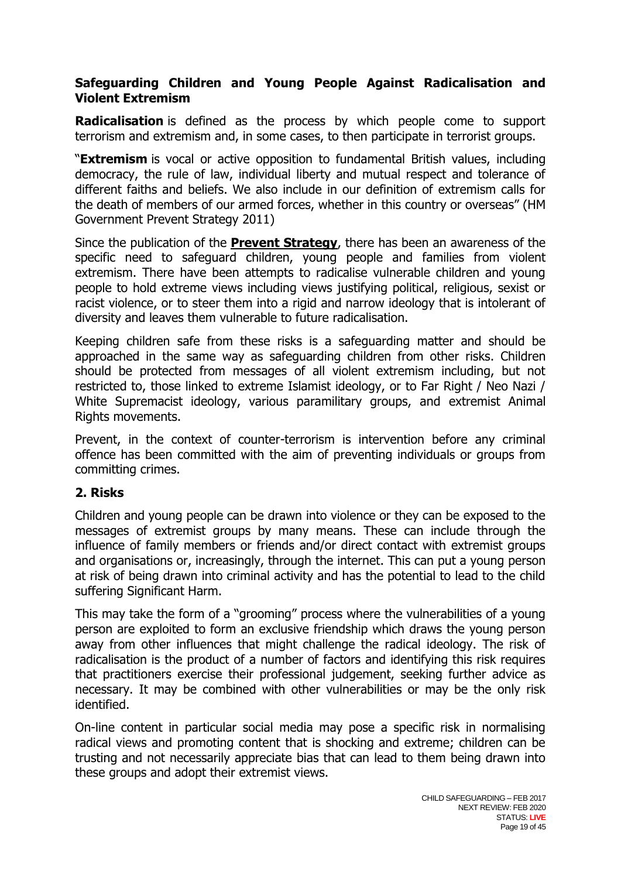## Safeguarding Children and Young People Against Radicalisation and Violent Extremism

**Radicalisation** is defined as the process by which people come to support terrorism and extremism and, in some cases, to then participate in terrorist groups.

"**Extremism** is vocal or active opposition to fundamental British values, including democracy, the rule of law, individual liberty and mutual respect and tolerance of different faiths and beliefs. We also include in our definition of extremism calls for the death of members of our armed forces, whether in this country or overseas" (HM Government Prevent Strategy 2011)

Since the publication of the **Prevent Strategy**, there has been an awareness of the specific need to safeguard children, young people and families from violent extremism. There have been attempts to radicalise vulnerable children and young people to hold extreme views including views justifying political, religious, sexist or racist violence, or to steer them into a rigid and narrow ideology that is intolerant of diversity and leaves them vulnerable to future radicalisation.

Keeping children safe from these risks is a safeguarding matter and should be approached in the same way as safeguarding children from other risks. Children should be protected from messages of all violent extremism including, but not restricted to, those linked to extreme Islamist ideology, or to Far Right / Neo Nazi / White Supremacist ideology, various paramilitary groups, and extremist Animal Rights movements.

Prevent, in the context of counter-terrorism is intervention before any criminal offence has been committed with the aim of preventing individuals or groups from committing crimes.

## 2. Risks

Children and young people can be drawn into violence or they can be exposed to the messages of extremist groups by many means. These can include through the influence of family members or friends and/or direct contact with extremist groups and organisations or, increasingly, through the internet. This can put a young person at risk of being drawn into criminal activity and has the potential to lead to the child suffering Significant Harm.

This may take the form of a "grooming" process where the vulnerabilities of a young person are exploited to form an exclusive friendship which draws the young person away from other influences that might challenge the radical ideology. The risk of radicalisation is the product of a number of factors and identifying this risk requires that practitioners exercise their professional judgement, seeking further advice as necessary. It may be combined with other vulnerabilities or may be the only risk identified.

On-line content in particular social media may pose a specific risk in normalising radical views and promoting content that is shocking and extreme; children can be trusting and not necessarily appreciate bias that can lead to them being drawn into these groups and adopt their extremist views.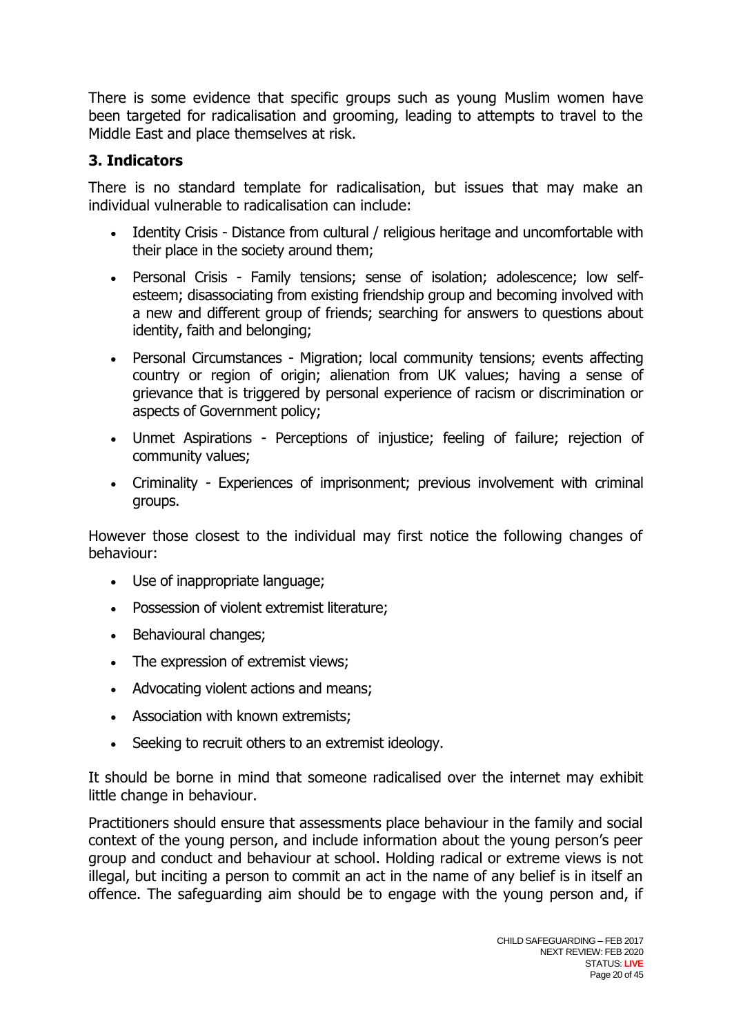There is some evidence that specific groups such as young Muslim women have been targeted for radicalisation and grooming, leading to attempts to travel to the Middle East and place themselves at risk.

### 3. Indicators

There is no standard template for radicalisation, but issues that may make an individual vulnerable to radicalisation can include:

- Identity Crisis - Distance from cultural / religious heritage and uncomfortable with their place in the society around them;
- Personal Crisis - Family tensions; sense of isolation; adolescence; low self-esteem; disassociating from existing friendship group and becoming involved with a new and different group of friends; searching for answers to questions about identity, faith and belonging;
- Personal Circumstances - Migration; local community tensions; events affecting country or region of origin; alienation from UK values; having a sense of grievance that is triggered by personal experience of racism or discrimination or aspects of Government policy;
- Unmet Aspirations - Perceptions of injustice; feeling of failure; rejection of community values;
- Criminality - Experiences of imprisonment; previous involvement with criminal groups.

However those closest to the individual may first notice the following changes of behaviour:

- Use of inappropriate language;
- Possession of violent extremist literature;
- Behavioural changes;
- The expression of extremist views;
- Advocating violent actions and means;
- Association with known extremists;
- Seeking to recruit others to an extremist ideology.

It should be borne in mind that someone radicalised over the internet may exhibit little change in behaviour.

Practitioners should ensure that assessments place behaviour in the family and social context of the young person, and include information about the young person's peer group and conduct and behaviour at school. Holding radical or extreme views is not illegal, but inciting a person to commit an act in the name of any belief is in itself an offence. The safeguarding aim should be to engage with the young person and, if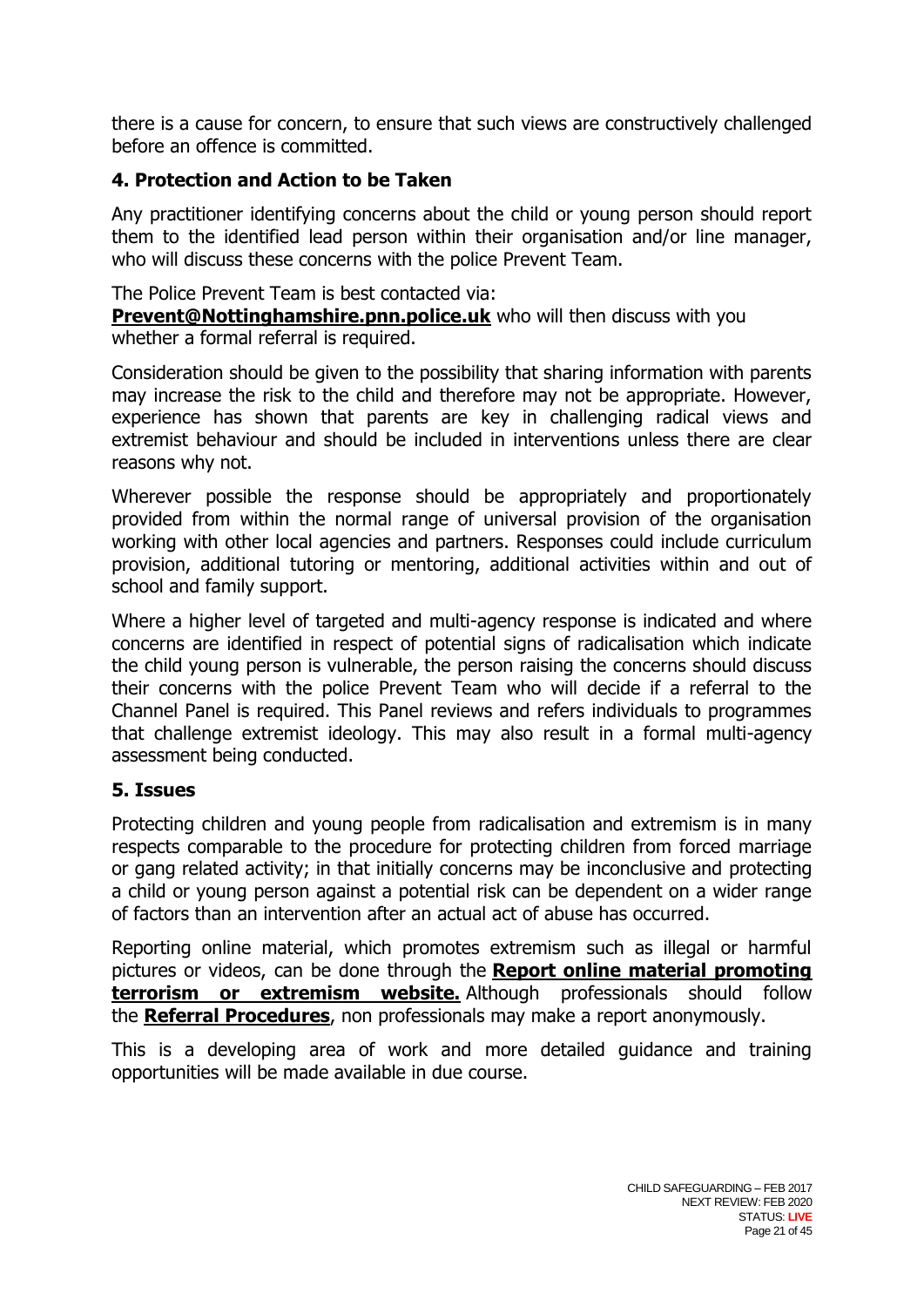there is a cause for concern, to ensure that such views are constructively challenged before an offence is committed.

## 4. Protection and Action to be Taken

Any practitioner identifying concerns about the child or young person should report them to the identified lead person within their organisation and/or line manager, who will discuss these concerns with the police Prevent Team.

The Police Prevent Team is best contacted via:
**Prevent@Nottinghamshire.pnn.police.uk** who will then discuss with you whether a formal referral is required.

Consideration should be given to the possibility that sharing information with parents may increase the risk to the child and therefore may not be appropriate. However, experience has shown that parents are key in challenging radical views and extremist behaviour and should be included in interventions unless there are clear reasons why not.

Wherever possible the response should be appropriately and proportionately provided from within the normal range of universal provision of the organisation working with other local agencies and partners. Responses could include curriculum provision, additional tutoring or mentoring, additional activities within and out of school and family support.

Where a higher level of targeted and multi-agency response is indicated and where concerns are identified in respect of potential signs of radicalisation which indicate the child young person is vulnerable, the person raising the concerns should discuss their concerns with the police Prevent Team who will decide if a referral to the Channel Panel is required. This Panel reviews and refers individuals to programmes that challenge extremist ideology. This may also result in a formal multi-agency assessment being conducted.

## 5. Issues

Protecting children and young people from radicalisation and extremism is in many respects comparable to the procedure for protecting children from forced marriage or gang related activity; in that initially concerns may be inconclusive and protecting a child or young person against a potential risk can be dependent on a wider range of factors than an intervention after an actual act of abuse has occurred.

Reporting online material, which promotes extremism such as illegal or harmful pictures or videos, can be done through the **Report online material promoting terrorism or extremism website.** Although professionals should follow the **Referral Procedures**, non professionals may make a report anonymously.

This is a developing area of work and more detailed guidance and training opportunities will be made available in due course.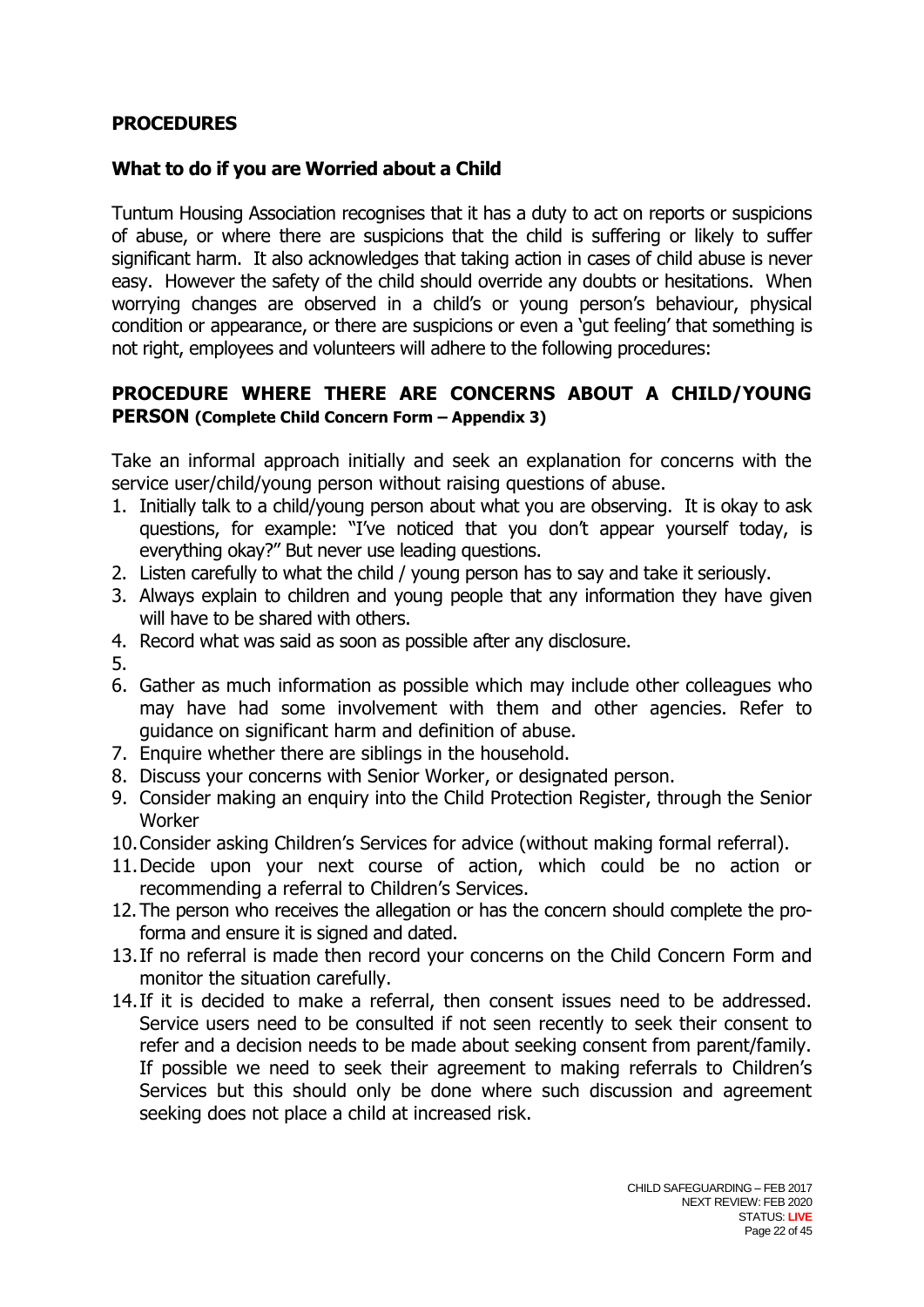## PROCEDURES

### What to do if you are Worried about a Child

Tuntum Housing Association recognises that it has a duty to act on reports or suspicions of abuse, or where there are suspicions that the child is suffering or likely to suffer significant harm. It also acknowledges that taking action in cases of child abuse is never easy. However the safety of the child should override any doubts or hesitations. When worrying changes are observed in a child's or young person's behaviour, physical condition or appearance, or there are suspicions or even a 'gut feeling' that something is not right, employees and volunteers will adhere to the following procedures:

### PROCEDURE WHERE THERE ARE CONCERNS ABOUT A CHILD/YOUNG PERSON (Complete Child Concern Form – Appendix 3)

Take an informal approach initially and seek an explanation for concerns with the service user/child/young person without raising questions of abuse.

1. Initially talk to a child/young person about what you are observing. It is okay to ask questions, for example: "I've noticed that you don't appear yourself today, is everything okay?" But never use leading questions.
2. Listen carefully to what the child / young person has to say and take it seriously.
3. Always explain to children and young people that any information they have given will have to be shared with others.
4. Record what was said as soon as possible after any disclosure.
5. 
6. Gather as much information as possible which may include other colleagues who may have had some involvement with them and other agencies. Refer to guidance on significant harm and definition of abuse.
7. Enquire whether there are siblings in the household.
8. Discuss your concerns with Senior Worker, or designated person.
9. Consider making an enquiry into the Child Protection Register, through the Senior Worker
10. Consider asking Children's Services for advice (without making formal referral).
11. Decide upon your next course of action, which could be no action or recommending a referral to Children's Services.
12. The person who receives the allegation or has the concern should complete the pro-forma and ensure it is signed and dated.
13. If no referral is made then record your concerns on the Child Concern Form and monitor the situation carefully.
14. If it is decided to make a referral, then consent issues need to be addressed. Service users need to be consulted if not seen recently to seek their consent to refer and a decision needs to be made about seeking consent from parent/family. If possible we need to seek their agreement to making referrals to Children's Services but this should only be done where such discussion and agreement seeking does not place a child at increased risk.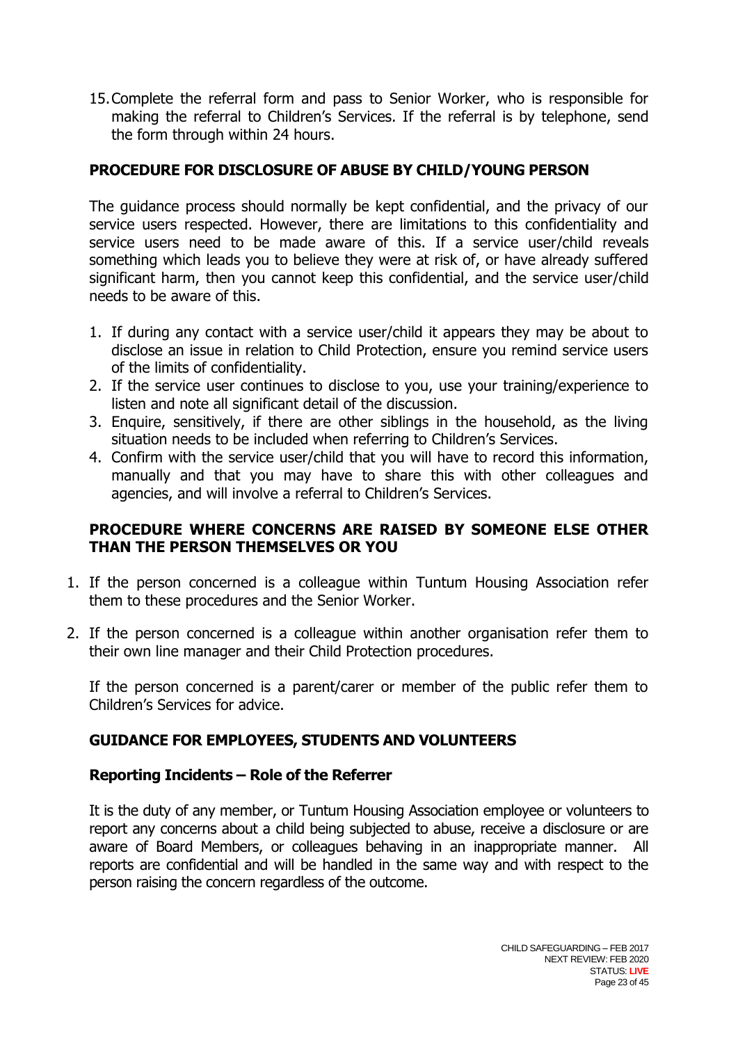15. Complete the referral form and pass to Senior Worker, who is responsible for making the referral to Children's Services. If the referral is by telephone, send the form through within 24 hours.

## PROCEDURE FOR DISCLOSURE OF ABUSE BY CHILD/YOUNG PERSON

The guidance process should normally be kept confidential, and the privacy of our service users respected. However, there are limitations to this confidentiality and service users need to be made aware of this. If a service user/child reveals something which leads you to believe they were at risk of, or have already suffered significant harm, then you cannot keep this confidential, and the service user/child needs to be aware of this.

1. If during any contact with a service user/child it appears they may be about to disclose an issue in relation to Child Protection, ensure you remind service users of the limits of confidentiality.
2. If the service user continues to disclose to you, use your training/experience to listen and note all significant detail of the discussion.
3. Enquire, sensitively, if there are other siblings in the household, as the living situation needs to be included when referring to Children's Services.
4. Confirm with the service user/child that you will have to record this information, manually and that you may have to share this with other colleagues and agencies, and will involve a referral to Children's Services.

## PROCEDURE WHERE CONCERNS ARE RAISED BY SOMEONE ELSE OTHER THAN THE PERSON THEMSELVES OR YOU

1. If the person concerned is a colleague within Tuntum Housing Association refer them to these procedures and the Senior Worker.

2. If the person concerned is a colleague within another organisation refer them to their own line manager and their Child Protection procedures.

If the person concerned is a parent/carer or member of the public refer them to Children's Services for advice.

## GUIDANCE FOR EMPLOYEES, STUDENTS AND VOLUNTEERS

### Reporting Incidents – Role of the Referrer

It is the duty of any member, or Tuntum Housing Association employee or volunteers to report any concerns about a child being subjected to abuse, receive a disclosure or are aware of Board Members, or colleagues behaving in an inappropriate manner. All reports are confidential and will be handled in the same way and with respect to the person raising the concern regardless of the outcome.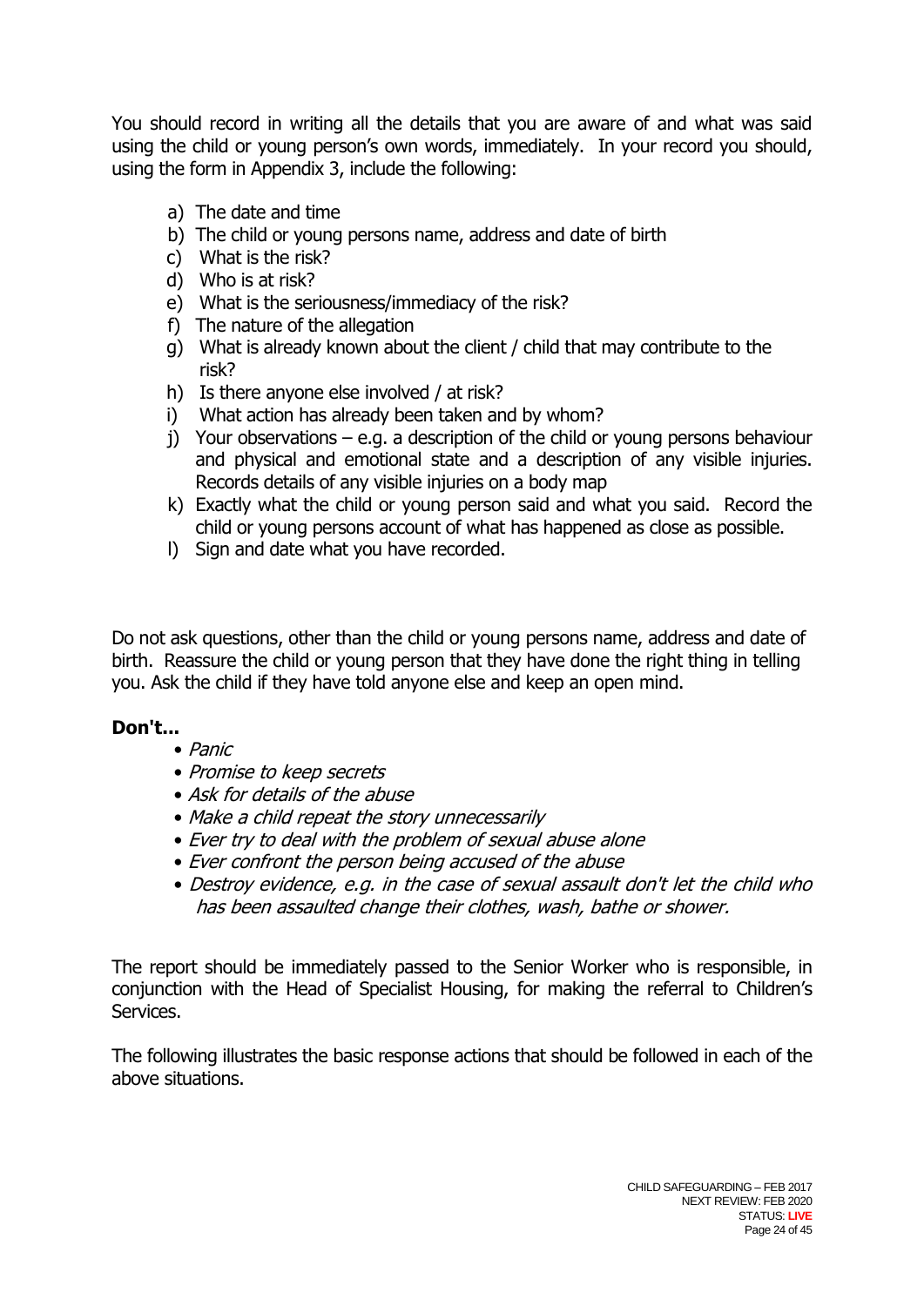You should record in writing all the details that you are aware of and what was said using the child or young person's own words, immediately. In your record you should, using the form in Appendix 3, include the following:

a) The date and time
b) The child or young persons name, address and date of birth
c) What is the risk?
d) Who is at risk?
e) What is the seriousness/immediacy of the risk?
f) The nature of the allegation
g) What is already known about the client / child that may contribute to the risk?
h) Is there anyone else involved / at risk?
i) What action has already been taken and by whom?
j) Your observations – e.g. a description of the child or young persons behaviour and physical and emotional state and a description of any visible injuries. Records details of any visible injuries on a body map
k) Exactly what the child or young person said and what you said. Record the child or young persons account of what has happened as close as possible.
l) Sign and date what you have recorded.

Do not ask questions, other than the child or young persons name, address and date of birth. Reassure the child or young person that they have done the right thing in telling you. Ask the child if they have told anyone else and keep an open mind.

**Don't...**

- *Panic*
- *Promise to keep secrets*
- *Ask for details of the abuse*
- *Make a child repeat the story unnecessarily*
- *Ever try to deal with the problem of sexual abuse alone*
- *Ever confront the person being accused of the abuse*
- *Destroy evidence, e.g. in the case of sexual assault don't let the child who has been assaulted change their clothes, wash, bathe or shower.*

The report should be immediately passed to the Senior Worker who is responsible, in conjunction with the Head of Specialist Housing, for making the referral to Children's Services.

The following illustrates the basic response actions that should be followed in each of the above situations.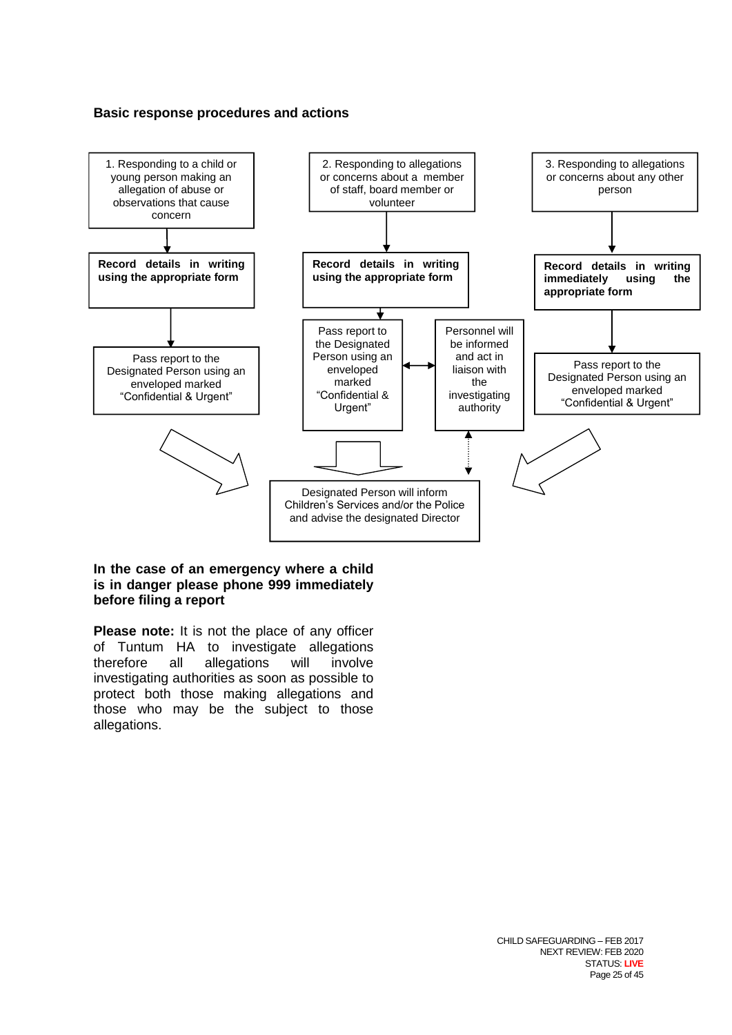### Basic response procedures and actions

**1. Responding to a child or young person making an allegation of abuse or observations that cause concern**

- **Record details in writing using the appropriate form**
- Pass report to the Designated Person using an enveloped marked "Confidential & Urgent"

**2. Responding to allegations or concerns about a member of staff, board member or volunteer**

- **Record details in writing using the appropriate form**
- Pass report to the Designated Person using an enveloped marked "Confidential & Urgent"
- Personnel will be informed and act in liaison with the investigating authority

**3. Responding to allegations or concerns about any other person**

- **Record details in writing immediately using the appropriate form**
- Pass report to the Designated Person using an enveloped marked "Confidential & Urgent"

Designated Person will inform Children's Services and/or the Police and advise the designated Director

**In the case of an emergency where a child is in danger please phone 999 immediately before filing a report**

**Please note:** It is not the place of any officer of Tuntum HA to investigate allegations therefore all allegations will involve investigating authorities as soon as possible to protect both those making allegations and those who may be the subject to those allegations.

CHILD SAFEGUARDING – FEB 2017
NEXT REVIEW: FEB 2020
STATUS: LIVE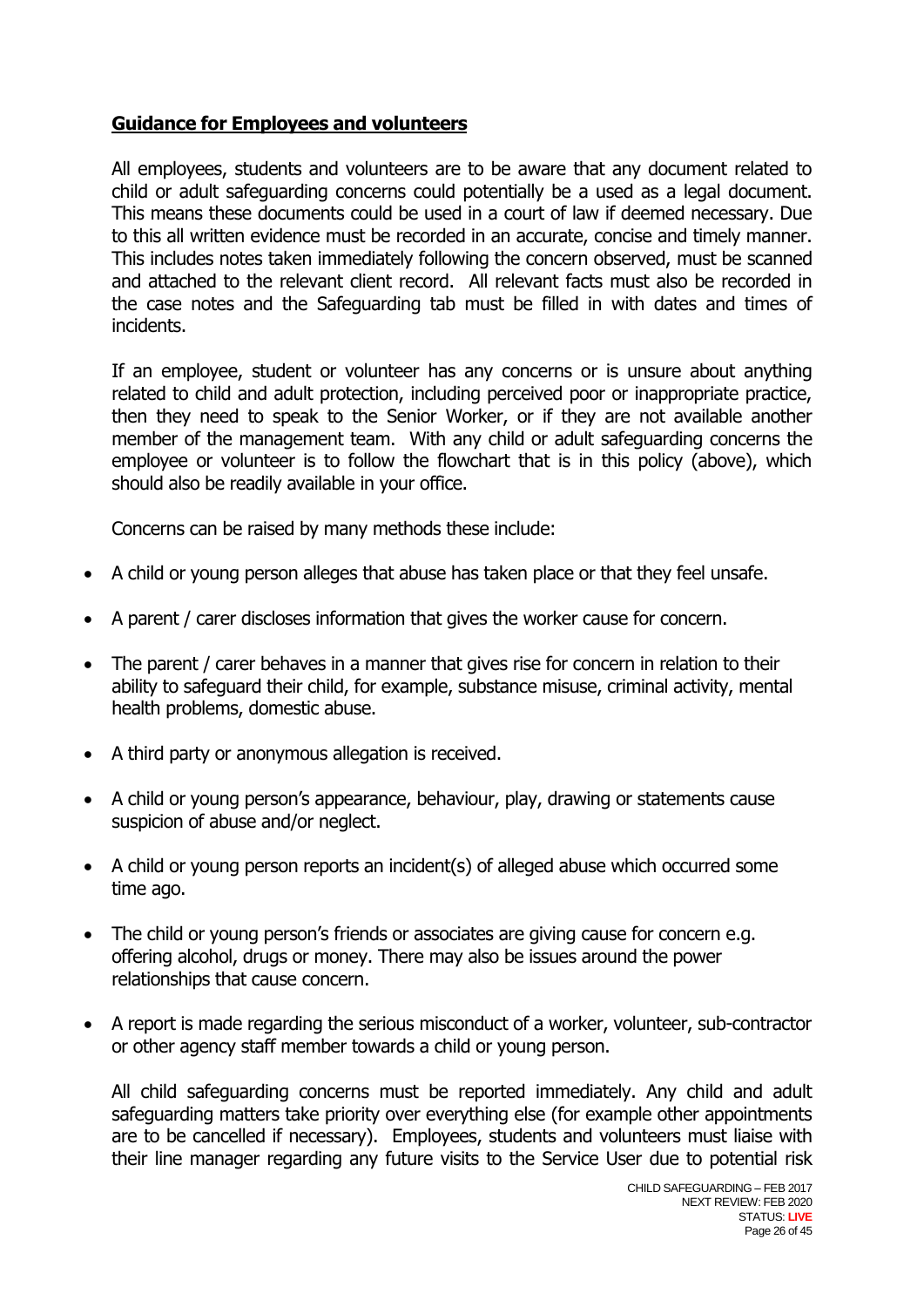**Guidance for Employees and volunteers**

All employees, students and volunteers are to be aware that any document related to child or adult safeguarding concerns could potentially be a used as a legal document. This means these documents could be used in a court of law if deemed necessary. Due to this all written evidence must be recorded in an accurate, concise and timely manner. This includes notes taken immediately following the concern observed, must be scanned and attached to the relevant client record. All relevant facts must also be recorded in the case notes and the Safeguarding tab must be filled in with dates and times of incidents.

If an employee, student or volunteer has any concerns or is unsure about anything related to child and adult protection, including perceived poor or inappropriate practice, then they need to speak to the Senior Worker, or if they are not available another member of the management team. With any child or adult safeguarding concerns the employee or volunteer is to follow the flowchart that is in this policy (above), which should also be readily available in your office.

Concerns can be raised by many methods these include:

- A child or young person alleges that abuse has taken place or that they feel unsafe.
- A parent / carer discloses information that gives the worker cause for concern.
- The parent / carer behaves in a manner that gives rise for concern in relation to their ability to safeguard their child, for example, substance misuse, criminal activity, mental health problems, domestic abuse.
- A third party or anonymous allegation is received.
- A child or young person's appearance, behaviour, play, drawing or statements cause suspicion of abuse and/or neglect.
- A child or young person reports an incident(s) of alleged abuse which occurred some time ago.
- The child or young person's friends or associates are giving cause for concern e.g. offering alcohol, drugs or money. There may also be issues around the power relationships that cause concern.
- A report is made regarding the serious misconduct of a worker, volunteer, sub-contractor or other agency staff member towards a child or young person.

All child safeguarding concerns must be reported immediately. Any child and adult safeguarding matters take priority over everything else (for example other appointments are to be cancelled if necessary). Employees, students and volunteers must liaise with their line manager regarding any future visits to the Service User due to potential risk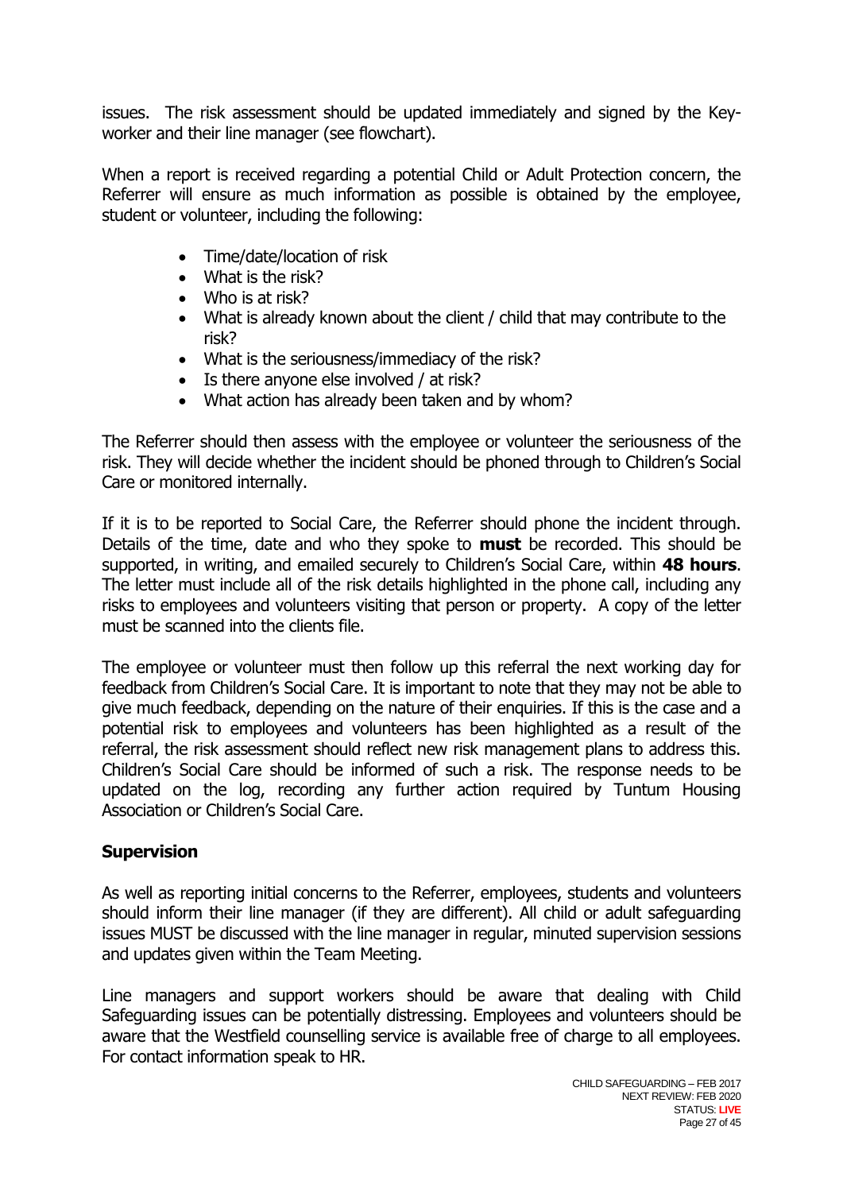issues. The risk assessment should be updated immediately and signed by the Key-worker and their line manager (see flowchart).

When a report is received regarding a potential Child or Adult Protection concern, the Referrer will ensure as much information as possible is obtained by the employee, student or volunteer, including the following:

- Time/date/location of risk
- What is the risk?
- Who is at risk?
- What is already known about the client / child that may contribute to the risk?
- What is the seriousness/immediacy of the risk?
- Is there anyone else involved / at risk?
- What action has already been taken and by whom?

The Referrer should then assess with the employee or volunteer the seriousness of the risk. They will decide whether the incident should be phoned through to Children's Social Care or monitored internally.

If it is to be reported to Social Care, the Referrer should phone the incident through. Details of the time, date and who they spoke to **must** be recorded. This should be supported, in writing, and emailed securely to Children's Social Care, within **48 hours**. The letter must include all of the risk details highlighted in the phone call, including any risks to employees and volunteers visiting that person or property. A copy of the letter must be scanned into the clients file.

The employee or volunteer must then follow up this referral the next working day for feedback from Children's Social Care. It is important to note that they may not be able to give much feedback, depending on the nature of their enquiries. If this is the case and a potential risk to employees and volunteers has been highlighted as a result of the referral, the risk assessment should reflect new risk management plans to address this. Children's Social Care should be informed of such a risk. The response needs to be updated on the log, recording any further action required by Tuntum Housing Association or Children's Social Care.

## Supervision

As well as reporting initial concerns to the Referrer, employees, students and volunteers should inform their line manager (if they are different). All child or adult safeguarding issues MUST be discussed with the line manager in regular, minuted supervision sessions and updates given within the Team Meeting.

Line managers and support workers should be aware that dealing with Child Safeguarding issues can be potentially distressing. Employees and volunteers should be aware that the Westfield counselling service is available free of charge to all employees. For contact information speak to HR.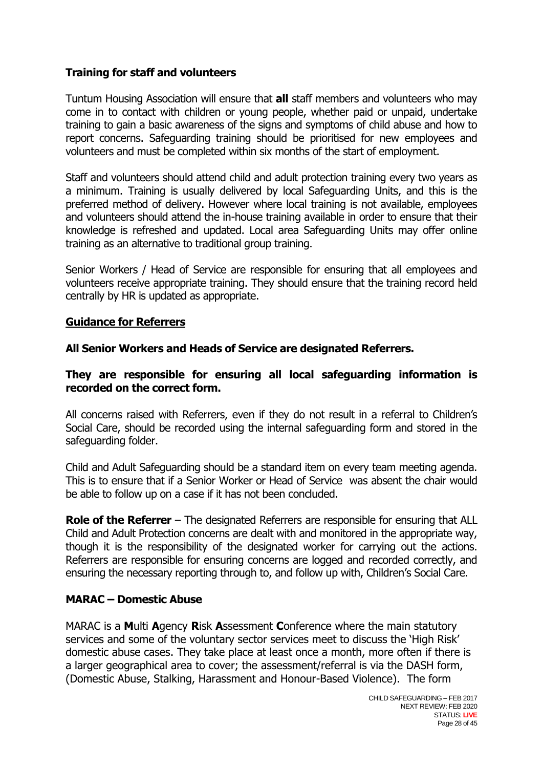### Training for staff and volunteers

Tuntum Housing Association will ensure that **all** staff members and volunteers who may come in to contact with children or young people, whether paid or unpaid, undertake training to gain a basic awareness of the signs and symptoms of child abuse and how to report concerns. Safeguarding training should be prioritised for new employees and volunteers and must be completed within six months of the start of employment.

Staff and volunteers should attend child and adult protection training every two years as a minimum. Training is usually delivered by local Safeguarding Units, and this is the preferred method of delivery. However where local training is not available, employees and volunteers should attend the in-house training available in order to ensure that their knowledge is refreshed and updated. Local area Safeguarding Units may offer online training as an alternative to traditional group training.

Senior Workers / Head of Service are responsible for ensuring that all employees and volunteers receive appropriate training. They should ensure that the training record held centrally by HR is updated as appropriate.

### Guidance for Referrers

**All Senior Workers and Heads of Service are designated Referrers.**

**They are responsible for ensuring all local safeguarding information is recorded on the correct form.**

All concerns raised with Referrers, even if they do not result in a referral to Children's Social Care, should be recorded using the internal safeguarding form and stored in the safeguarding folder.

Child and Adult Safeguarding should be a standard item on every team meeting agenda. This is to ensure that if a Senior Worker or Head of Service was absent the chair would be able to follow up on a case if it has not been concluded.

**Role of the Referrer** – The designated Referrers are responsible for ensuring that ALL Child and Adult Protection concerns are dealt with and monitored in the appropriate way, though it is the responsibility of the designated worker for carrying out the actions. Referrers are responsible for ensuring concerns are logged and recorded correctly, and ensuring the necessary reporting through to, and follow up with, Children's Social Care.

### MARAC – Domestic Abuse

MARAC is a **M**ulti **A**gency **R**isk **A**ssessment **C**onference where the main statutory services and some of the voluntary sector services meet to discuss the 'High Risk' domestic abuse cases. They take place at least once a month, more often if there is a larger geographical area to cover; the assessment/referral is via the DASH form, (Domestic Abuse, Stalking, Harassment and Honour-Based Violence). The form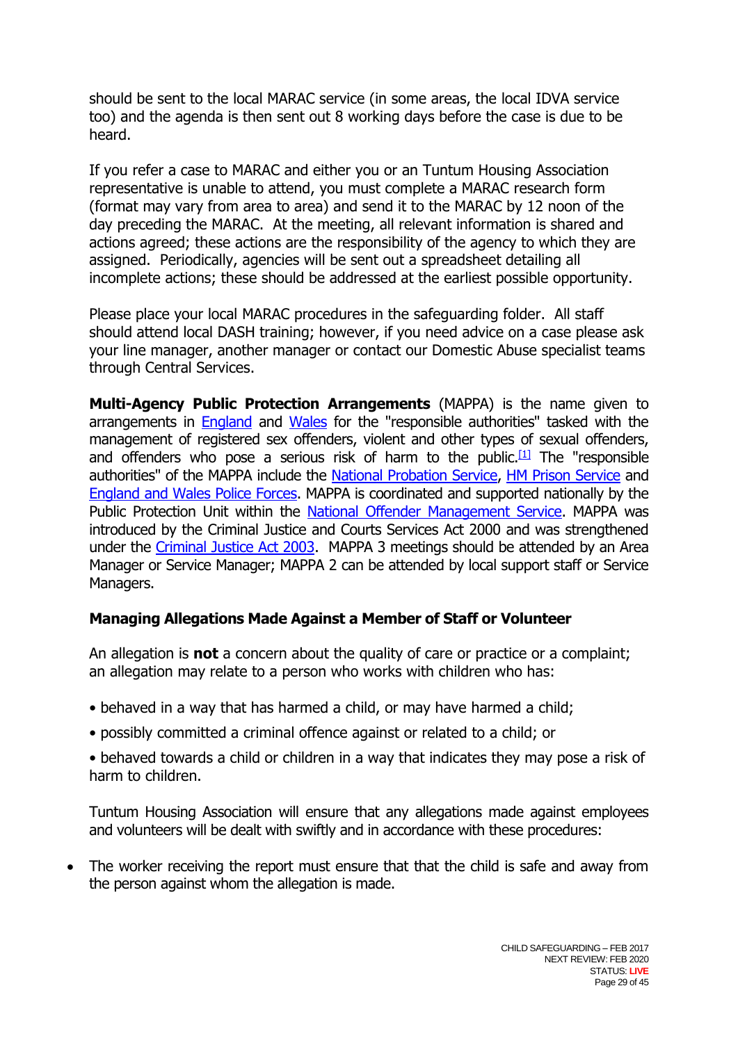should be sent to the local MARAC service (in some areas, the local IDVA service too) and the agenda is then sent out 8 working days before the case is due to be heard.

If you refer a case to MARAC and either you or an Tuntum Housing Association representative is unable to attend, you must complete a MARAC research form (format may vary from area to area) and send it to the MARAC by 12 noon of the day preceding the MARAC. At the meeting, all relevant information is shared and actions agreed; these actions are the responsibility of the agency to which they are assigned. Periodically, agencies will be sent out a spreadsheet detailing all incomplete actions; these should be addressed at the earliest possible opportunity.

Please place your local MARAC procedures in the safeguarding folder. All staff should attend local DASH training; however, if you need advice on a case please ask your line manager, another manager or contact our Domestic Abuse specialist teams through Central Services.

**Multi-Agency Public Protection Arrangements** (MAPPA) is the name given to arrangements in England and Wales for the "responsible authorities" tasked with the management of registered sex offenders, violent and other types of sexual offenders, and offenders who pose a serious risk of harm to the public.[1] The "responsible authorities" of the MAPPA include the National Probation Service, HM Prison Service and England and Wales Police Forces. MAPPA is coordinated and supported nationally by the Public Protection Unit within the National Offender Management Service. MAPPA was introduced by the Criminal Justice and Courts Services Act 2000 and was strengthened under the Criminal Justice Act 2003. MAPPA 3 meetings should be attended by an Area Manager or Service Manager; MAPPA 2 can be attended by local support staff or Service Managers.

### Managing Allegations Made Against a Member of Staff or Volunteer

An allegation is **not** a concern about the quality of care or practice or a complaint; an allegation may relate to a person who works with children who has:

• behaved in a way that has harmed a child, or may have harmed a child;

• possibly committed a criminal offence against or related to a child; or

• behaved towards a child or children in a way that indicates they may pose a risk of harm to children.

Tuntum Housing Association will ensure that any allegations made against employees and volunteers will be dealt with swiftly and in accordance with these procedures:

- The worker receiving the report must ensure that that the child is safe and away from the person against whom the allegation is made.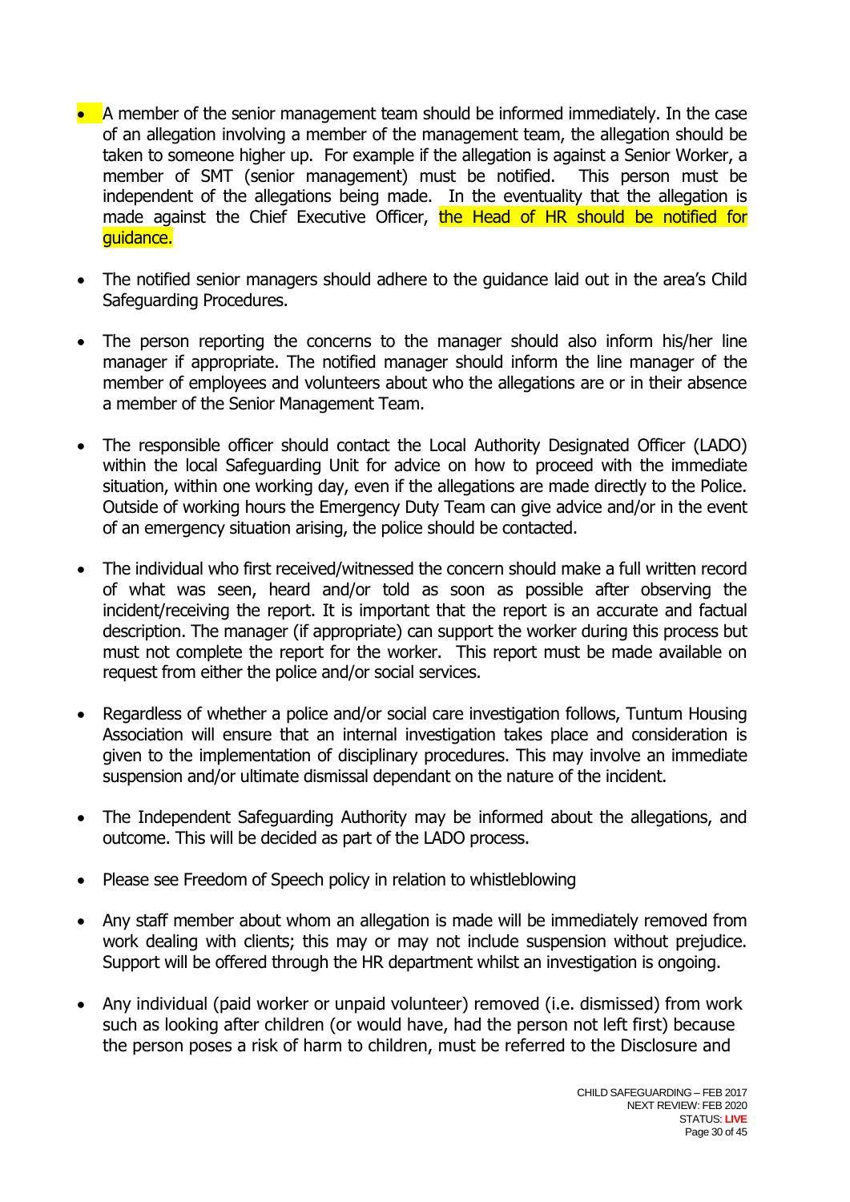- A member of the senior management team should be informed immediately. In the case of an allegation involving a member of the management team, the allegation should be taken to someone higher up. For example if the allegation is against a Senior Worker, a member of SMT (senior management) must be notified. This person must be independent of the allegations being made. In the eventuality that the allegation is made against the Chief Executive Officer, the Head of HR should be notified for guidance.

- The notified senior managers should adhere to the guidance laid out in the area's Child Safeguarding Procedures.

- The person reporting the concerns to the manager should also inform his/her line manager if appropriate. The notified manager should inform the line manager of the member of employees and volunteers about who the allegations are or in their absence a member of the Senior Management Team.

- The responsible officer should contact the Local Authority Designated Officer (LADO) within the local Safeguarding Unit for advice on how to proceed with the immediate situation, within one working day, even if the allegations are made directly to the Police. Outside of working hours the Emergency Duty Team can give advice and/or in the event of an emergency situation arising, the police should be contacted.

- The individual who first received/witnessed the concern should make a full written record of what was seen, heard and/or told as soon as possible after observing the incident/receiving the report. It is important that the report is an accurate and factual description. The manager (if appropriate) can support the worker during this process but must not complete the report for the worker. This report must be made available on request from either the police and/or social services.

- Regardless of whether a police and/or social care investigation follows, Tuntum Housing Association will ensure that an internal investigation takes place and consideration is given to the implementation of disciplinary procedures. This may involve an immediate suspension and/or ultimate dismissal dependant on the nature of the incident.

- The Independent Safeguarding Authority may be informed about the allegations, and outcome. This will be decided as part of the LADO process.

- Please see Freedom of Speech policy in relation to whistleblowing

- Any staff member about whom an allegation is made will be immediately removed from work dealing with clients; this may or may not include suspension without prejudice. Support will be offered through the HR department whilst an investigation is ongoing.

- Any individual (paid worker or unpaid volunteer) removed (i.e. dismissed) from work such as looking after children (or would have, had the person not left first) because the person poses a risk of harm to children, must be referred to the Disclosure and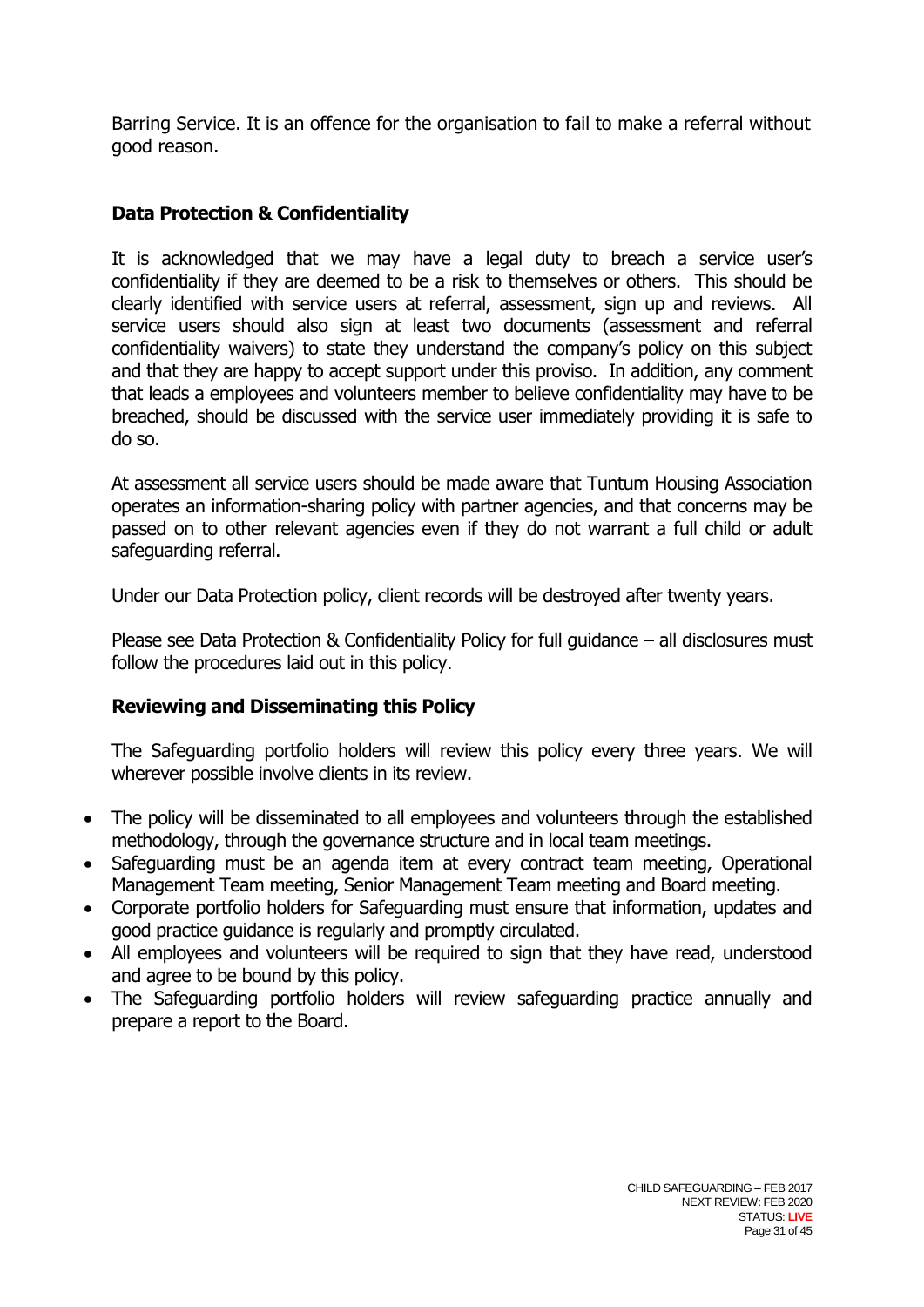Barring Service. It is an offence for the organisation to fail to make a referral without good reason.

## Data Protection & Confidentiality

It is acknowledged that we may have a legal duty to breach a service user's confidentiality if they are deemed to be a risk to themselves or others. This should be clearly identified with service users at referral, assessment, sign up and reviews. All service users should also sign at least two documents (assessment and referral confidentiality waivers) to state they understand the company's policy on this subject and that they are happy to accept support under this proviso. In addition, any comment that leads a employees and volunteers member to believe confidentiality may have to be breached, should be discussed with the service user immediately providing it is safe to do so.

At assessment all service users should be made aware that Tuntum Housing Association operates an information-sharing policy with partner agencies, and that concerns may be passed on to other relevant agencies even if they do not warrant a full child or adult safeguarding referral.

Under our Data Protection policy, client records will be destroyed after twenty years.

Please see Data Protection & Confidentiality Policy for full guidance – all disclosures must follow the procedures laid out in this policy.

## Reviewing and Disseminating this Policy

The Safeguarding portfolio holders will review this policy every three years. We will wherever possible involve clients in its review.

- The policy will be disseminated to all employees and volunteers through the established methodology, through the governance structure and in local team meetings.
- Safeguarding must be an agenda item at every contract team meeting, Operational Management Team meeting, Senior Management Team meeting and Board meeting.
- Corporate portfolio holders for Safeguarding must ensure that information, updates and good practice guidance is regularly and promptly circulated.
- All employees and volunteers will be required to sign that they have read, understood and agree to be bound by this policy.
- The Safeguarding portfolio holders will review safeguarding practice annually and prepare a report to the Board.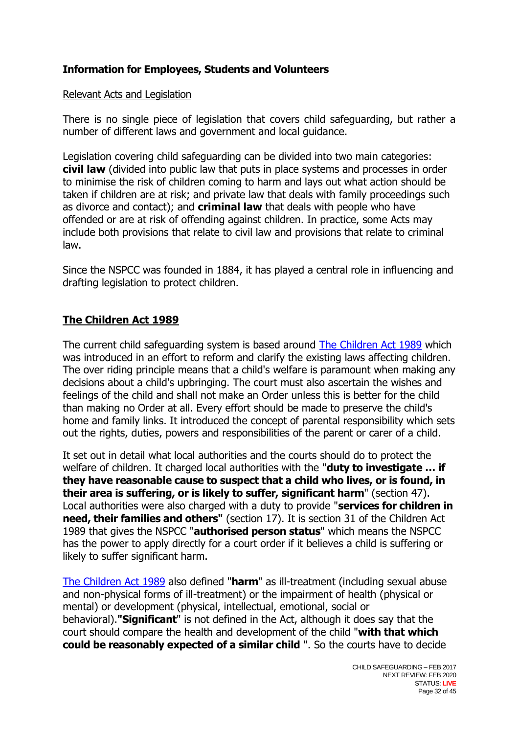**Information for Employees, Students and Volunteers**

Relevant Acts and Legislation

There is no single piece of legislation that covers child safeguarding, but rather a number of different laws and government and local guidance.

Legislation covering child safeguarding can be divided into two main categories: **civil law** (divided into public law that puts in place systems and processes in order to minimise the risk of children coming to harm and lays out what action should be taken if children are at risk; and private law that deals with family proceedings such as divorce and contact); and **criminal law** that deals with people who have offended or are at risk of offending against children. In practice, some Acts may include both provisions that relate to civil law and provisions that relate to criminal law.

Since the NSPCC was founded in 1884, it has played a central role in influencing and drafting legislation to protect children.

## The Children Act 1989

The current child safeguarding system is based around The Children Act 1989 which was introduced in an effort to reform and clarify the existing laws affecting children. The over riding principle means that a child's welfare is paramount when making any decisions about a child's upbringing. The court must also ascertain the wishes and feelings of the child and shall not make an Order unless this is better for the child than making no Order at all. Every effort should be made to preserve the child's home and family links. It introduced the concept of parental responsibility which sets out the rights, duties, powers and responsibilities of the parent or carer of a child.

It set out in detail what local authorities and the courts should do to protect the welfare of children. It charged local authorities with the "**duty to investigate ... if they have reasonable cause to suspect that a child who lives, or is found, in their area is suffering, or is likely to suffer, significant harm**" (section 47). Local authorities were also charged with a duty to provide "**services for children in need, their families and others"** (section 17). It is section 31 of the Children Act 1989 that gives the NSPCC "**authorised person status**" which means the NSPCC has the power to apply directly for a court order if it believes a child is suffering or likely to suffer significant harm.

The Children Act 1989 also defined "**harm**" as ill-treatment (including sexual abuse and non-physical forms of ill-treatment) or the impairment of health (physical or mental) or development (physical, intellectual, emotional, social or behavioral).**"Significant**" is not defined in the Act, although it does say that the court should compare the health and development of the child "**with that which could be reasonably expected of a similar child** ". So the courts have to decide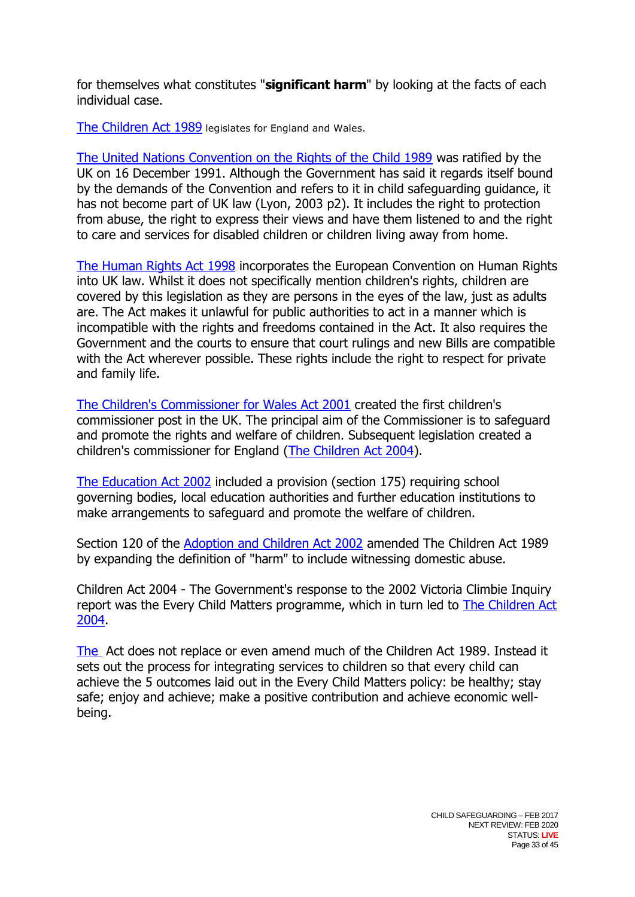for themselves what constitutes "**significant harm**" by looking at the facts of each individual case.

The Children Act 1989 legislates for England and Wales.

The United Nations Convention on the Rights of the Child 1989 was ratified by the UK on 16 December 1991. Although the Government has said it regards itself bound by the demands of the Convention and refers to it in child safeguarding guidance, it has not become part of UK law (Lyon, 2003 p2). It includes the right to protection from abuse, the right to express their views and have them listened to and the right to care and services for disabled children or children living away from home.

The Human Rights Act 1998 incorporates the European Convention on Human Rights into UK law. Whilst it does not specifically mention children's rights, children are covered by this legislation as they are persons in the eyes of the law, just as adults are. The Act makes it unlawful for public authorities to act in a manner which is incompatible with the rights and freedoms contained in the Act. It also requires the Government and the courts to ensure that court rulings and new Bills are compatible with the Act wherever possible. These rights include the right to respect for private and family life.

The Children's Commissioner for Wales Act 2001 created the first children's commissioner post in the UK. The principal aim of the Commissioner is to safeguard and promote the rights and welfare of children. Subsequent legislation created a children's commissioner for England (The Children Act 2004).

The Education Act 2002 included a provision (section 175) requiring school governing bodies, local education authorities and further education institutions to make arrangements to safeguard and promote the welfare of children.

Section 120 of the Adoption and Children Act 2002 amended The Children Act 1989 by expanding the definition of "harm" to include witnessing domestic abuse.

Children Act 2004 - The Government's response to the 2002 Victoria Climbie Inquiry report was the Every Child Matters programme, which in turn led to The Children Act 2004.

The Act does not replace or even amend much of the Children Act 1989. Instead it sets out the process for integrating services to children so that every child can achieve the 5 outcomes laid out in the Every Child Matters policy: be healthy; stay safe; enjoy and achieve; make a positive contribution and achieve economic well-being.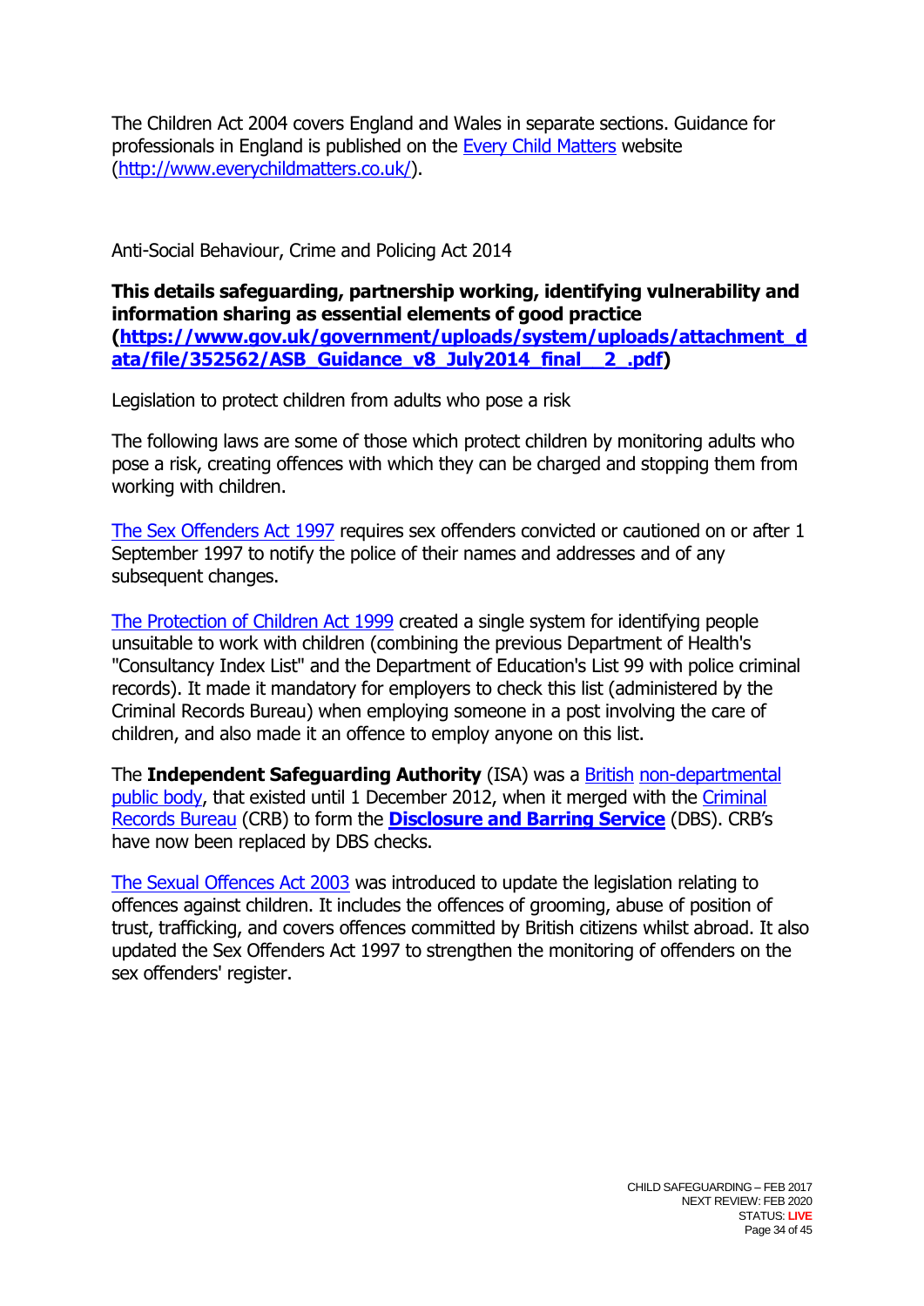The Children Act 2004 covers England and Wales in separate sections. Guidance for professionals in England is published on the [Every Child Matters](http://www.everychildmatters.co.uk/) website ([http://www.everychildmatters.co.uk/](http://www.everychildmatters.co.uk/)).

Anti-Social Behaviour, Crime and Policing Act 2014

**This details safeguarding, partnership working, identifying vulnerability and information sharing as essential elements of good practice ([https://www.gov.uk/government/uploads/system/uploads/attachment_data/file/352562/ASB_Guidance_v8_July2014_final__2_.pdf](https://www.gov.uk/government/uploads/system/uploads/attachment_data/file/352562/ASB_Guidance_v8_July2014_final__2_.pdf))**

Legislation to protect children from adults who pose a risk

The following laws are some of those which protect children by monitoring adults who pose a risk, creating offences with which they can be charged and stopping them from working with children.

The Sex Offenders Act 1997 requires sex offenders convicted or cautioned on or after 1 September 1997 to notify the police of their names and addresses and of any subsequent changes.

The Protection of Children Act 1999 created a single system for identifying people unsuitable to work with children (combining the previous Department of Health's "Consultancy Index List" and the Department of Education's List 99 with police criminal records). It made it mandatory for employers to check this list (administered by the Criminal Records Bureau) when employing someone in a post involving the care of children, and also made it an offence to employ anyone on this list.

The **Independent Safeguarding Authority** (ISA) was a British non-departmental public body, that existed until 1 December 2012, when it merged with the Criminal Records Bureau (CRB) to form the **Disclosure and Barring Service** (DBS). CRB's have now been replaced by DBS checks.

The Sexual Offences Act 2003 was introduced to update the legislation relating to offences against children. It includes the offences of grooming, abuse of position of trust, trafficking, and covers offences committed by British citizens whilst abroad. It also updated the Sex Offenders Act 1997 to strengthen the monitoring of offenders on the sex offenders' register.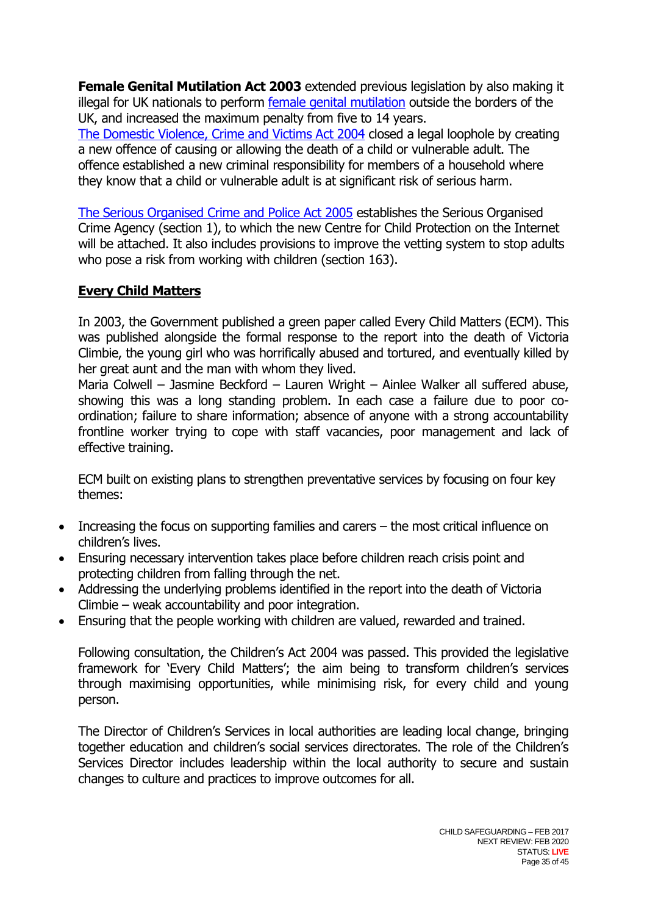**Female Genital Mutilation Act 2003** extended previous legislation by also making it illegal for UK nationals to perform female genital mutilation outside the borders of the UK, and increased the maximum penalty from five to 14 years.
The Domestic Violence, Crime and Victims Act 2004 closed a legal loophole by creating a new offence of causing or allowing the death of a child or vulnerable adult. The offence established a new criminal responsibility for members of a household where they know that a child or vulnerable adult is at significant risk of serious harm.

The Serious Organised Crime and Police Act 2005 establishes the Serious Organised Crime Agency (section 1), to which the new Centre for Child Protection on the Internet will be attached. It also includes provisions to improve the vetting system to stop adults who pose a risk from working with children (section 163).

## Every Child Matters

In 2003, the Government published a green paper called Every Child Matters (ECM). This was published alongside the formal response to the report into the death of Victoria Climbie, the young girl who was horrifically abused and tortured, and eventually killed by her great aunt and the man with whom they lived.
Maria Colwell – Jasmine Beckford – Lauren Wright – Ainlee Walker all suffered abuse, showing this was a long standing problem. In each case a failure due to poor co-ordination; failure to share information; absence of anyone with a strong accountability frontline worker trying to cope with staff vacancies, poor management and lack of effective training.

ECM built on existing plans to strengthen preventative services by focusing on four key themes:

- Increasing the focus on supporting families and carers – the most critical influence on children's lives.
- Ensuring necessary intervention takes place before children reach crisis point and protecting children from falling through the net.
- Addressing the underlying problems identified in the report into the death of Victoria Climbie – weak accountability and poor integration.
- Ensuring that the people working with children are valued, rewarded and trained.

Following consultation, the Children's Act 2004 was passed. This provided the legislative framework for 'Every Child Matters'; the aim being to transform children's services through maximising opportunities, while minimising risk, for every child and young person.

The Director of Children's Services in local authorities are leading local change, bringing together education and children's social services directorates. The role of the Children's Services Director includes leadership within the local authority to secure and sustain changes to culture and practices to improve outcomes for all.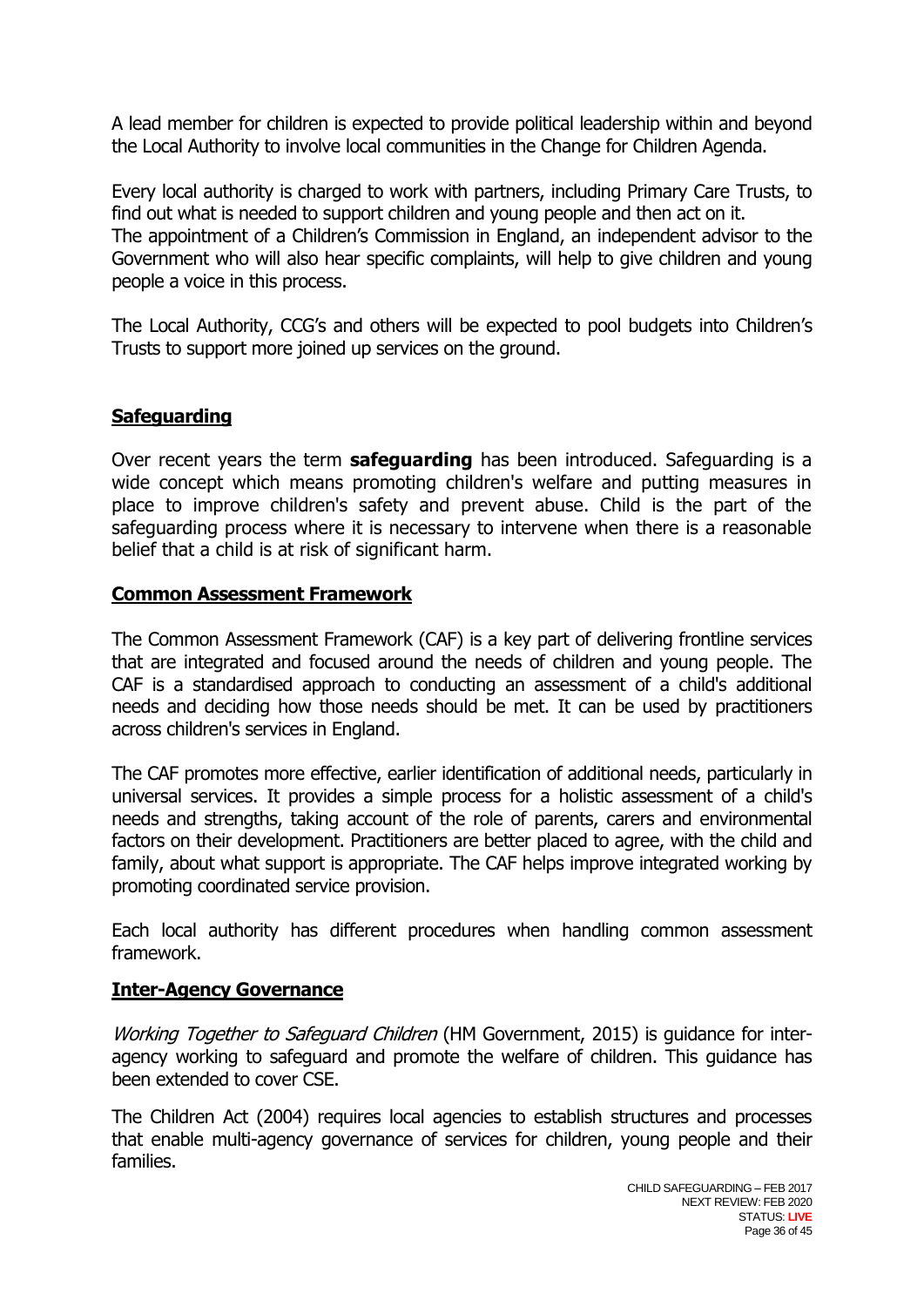A lead member for children is expected to provide political leadership within and beyond the Local Authority to involve local communities in the Change for Children Agenda.

Every local authority is charged to work with partners, including Primary Care Trusts, to find out what is needed to support children and young people and then act on it.
The appointment of a Children's Commission in England, an independent advisor to the Government who will also hear specific complaints, will help to give children and young people a voice in this process.

The Local Authority, CCG's and others will be expected to pool budgets into Children's Trusts to support more joined up services on the ground.

## **Safeguarding**

Over recent years the term **safeguarding** has been introduced. Safeguarding is a wide concept which means promoting children's welfare and putting measures in place to improve children's safety and prevent abuse. Child is the part of the safeguarding process where it is necessary to intervene when there is a reasonable belief that a child is at risk of significant harm.

## **Common Assessment Framework**

The Common Assessment Framework (CAF) is a key part of delivering frontline services that are integrated and focused around the needs of children and young people. The CAF is a standardised approach to conducting an assessment of a child's additional needs and deciding how those needs should be met. It can be used by practitioners across children's services in England.

The CAF promotes more effective, earlier identification of additional needs, particularly in universal services. It provides a simple process for a holistic assessment of a child's needs and strengths, taking account of the role of parents, carers and environmental factors on their development. Practitioners are better placed to agree, with the child and family, about what support is appropriate. The CAF helps improve integrated working by promoting coordinated service provision.

Each local authority has different procedures when handling common assessment framework.

## **Inter-Agency Governance**

*Working Together to Safeguard Children* (HM Government, 2015) is guidance for inter-agency working to safeguard and promote the welfare of children. This guidance has been extended to cover CSE.

The Children Act (2004) requires local agencies to establish structures and processes that enable multi-agency governance of services for children, young people and their families.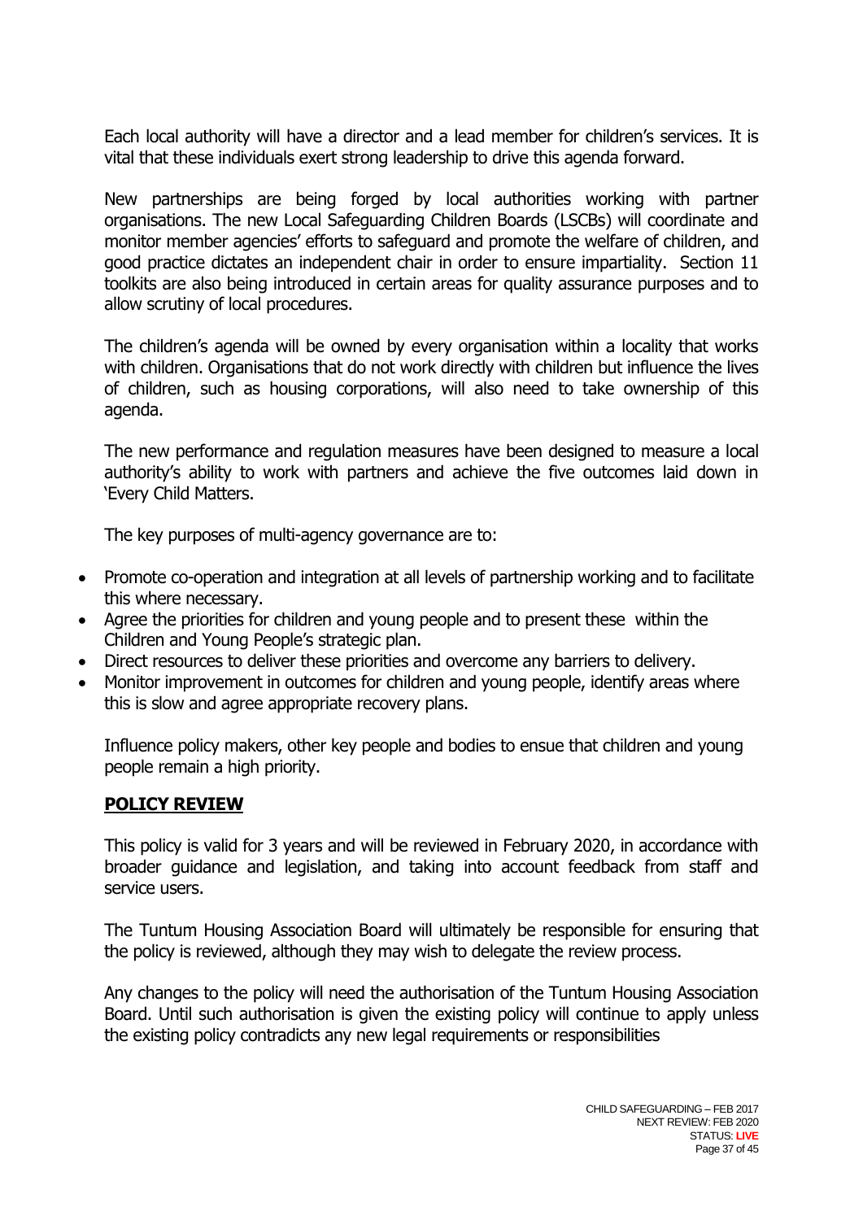Each local authority will have a director and a lead member for children's services. It is vital that these individuals exert strong leadership to drive this agenda forward.

New partnerships are being forged by local authorities working with partner organisations. The new Local Safeguarding Children Boards (LSCBs) will coordinate and monitor member agencies' efforts to safeguard and promote the welfare of children, and good practice dictates an independent chair in order to ensure impartiality. Section 11 toolkits are also being introduced in certain areas for quality assurance purposes and to allow scrutiny of local procedures.

The children's agenda will be owned by every organisation within a locality that works with children. Organisations that do not work directly with children but influence the lives of children, such as housing corporations, will also need to take ownership of this agenda.

The new performance and regulation measures have been designed to measure a local authority's ability to work with partners and achieve the five outcomes laid down in 'Every Child Matters.

The key purposes of multi-agency governance are to:

- Promote co-operation and integration at all levels of partnership working and to facilitate this where necessary.
- Agree the priorities for children and young people and to present these within the Children and Young People's strategic plan.
- Direct resources to deliver these priorities and overcome any barriers to delivery.
- Monitor improvement in outcomes for children and young people, identify areas where this is slow and agree appropriate recovery plans.

Influence policy makers, other key people and bodies to ensue that children and young people remain a high priority.

## POLICY REVIEW

This policy is valid for 3 years and will be reviewed in February 2020, in accordance with broader guidance and legislation, and taking into account feedback from staff and service users.

The Tuntum Housing Association Board will ultimately be responsible for ensuring that the policy is reviewed, although they may wish to delegate the review process.

Any changes to the policy will need the authorisation of the Tuntum Housing Association Board. Until such authorisation is given the existing policy will continue to apply unless the existing policy contradicts any new legal requirements or responsibilities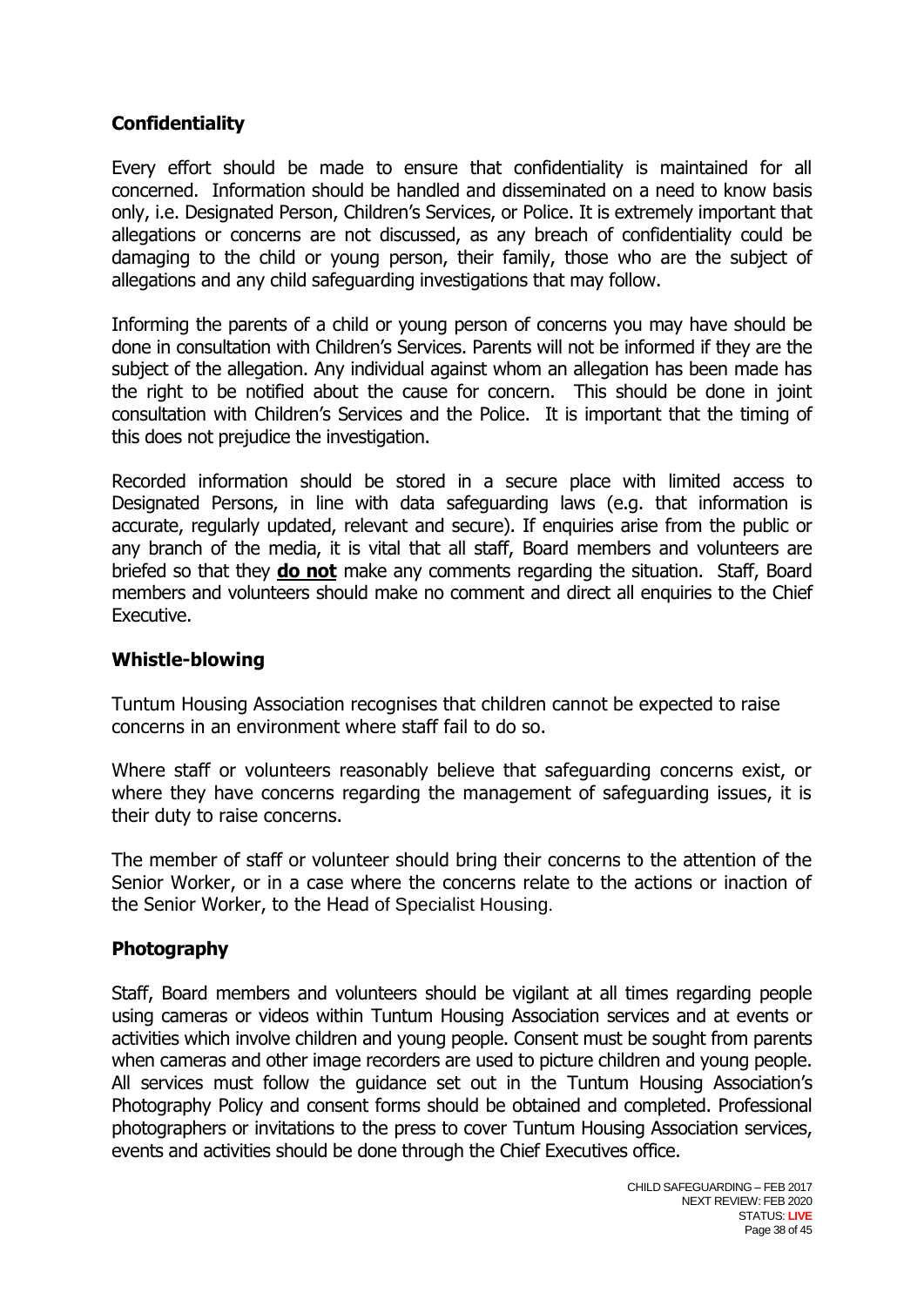## Confidentiality

Every effort should be made to ensure that confidentiality is maintained for all concerned. Information should be handled and disseminated on a need to know basis only, i.e. Designated Person, Children's Services, or Police. It is extremely important that allegations or concerns are not discussed, as any breach of confidentiality could be damaging to the child or young person, their family, those who are the subject of allegations and any child safeguarding investigations that may follow.

Informing the parents of a child or young person of concerns you may have should be done in consultation with Children's Services. Parents will not be informed if they are the subject of the allegation. Any individual against whom an allegation has been made has the right to be notified about the cause for concern. This should be done in joint consultation with Children's Services and the Police. It is important that the timing of this does not prejudice the investigation.

Recorded information should be stored in a secure place with limited access to Designated Persons, in line with data safeguarding laws (e.g. that information is accurate, regularly updated, relevant and secure). If enquiries arise from the public or any branch of the media, it is vital that all staff, Board members and volunteers are briefed so that they **do not** make any comments regarding the situation. Staff, Board members and volunteers should make no comment and direct all enquiries to the Chief Executive.

## Whistle-blowing

Tuntum Housing Association recognises that children cannot be expected to raise concerns in an environment where staff fail to do so.

Where staff or volunteers reasonably believe that safeguarding concerns exist, or where they have concerns regarding the management of safeguarding issues, it is their duty to raise concerns.

The member of staff or volunteer should bring their concerns to the attention of the Senior Worker, or in a case where the concerns relate to the actions or inaction of the Senior Worker, to the Head of Specialist Housing.

## Photography

Staff, Board members and volunteers should be vigilant at all times regarding people using cameras or videos within Tuntum Housing Association services and at events or activities which involve children and young people. Consent must be sought from parents when cameras and other image recorders are used to picture children and young people. All services must follow the guidance set out in the Tuntum Housing Association's Photography Policy and consent forms should be obtained and completed. Professional photographers or invitations to the press to cover Tuntum Housing Association services, events and activities should be done through the Chief Executives office.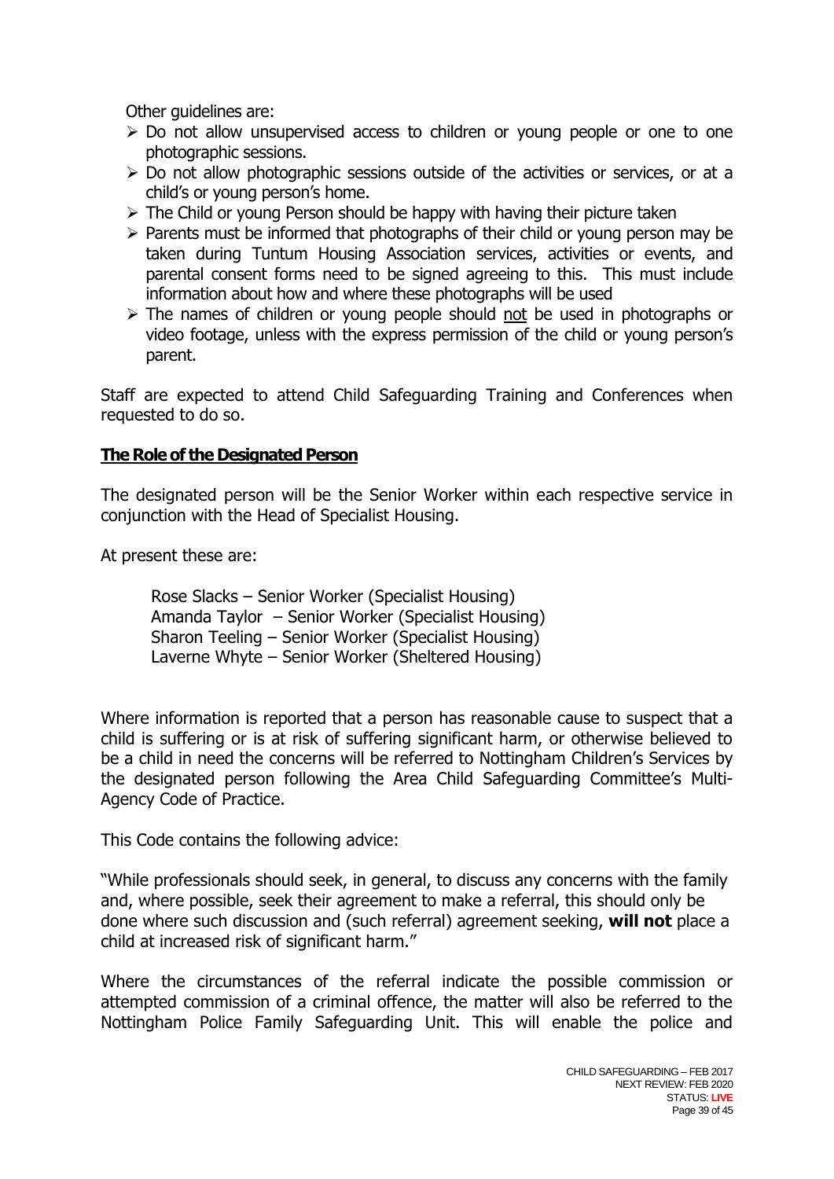Other guidelines are:

- Do not allow unsupervised access to children or young people or one to one photographic sessions.
- Do not allow photographic sessions outside of the activities or services, or at a child's or young person's home.
- The Child or young Person should be happy with having their picture taken
- Parents must be informed that photographs of their child or young person may be taken during Tuntum Housing Association services, activities or events, and parental consent forms need to be signed agreeing to this. This must include information about how and where these photographs will be used
- The names of children or young people should <u>not</u> be used in photographs or video footage, unless with the express permission of the child or young person's parent.

Staff are expected to attend Child Safeguarding Training and Conferences when requested to do so.

**<u>The Role of the Designated Person</u>**

The designated person will be the Senior Worker within each respective service in conjunction with the Head of Specialist Housing.

At present these are:

Rose Slacks – Senior Worker (Specialist Housing)
Amanda Taylor – Senior Worker (Specialist Housing)
Sharon Teeling – Senior Worker (Specialist Housing)
Laverne Whyte – Senior Worker (Sheltered Housing)

Where information is reported that a person has reasonable cause to suspect that a child is suffering or is at risk of suffering significant harm, or otherwise believed to be a child in need the concerns will be referred to Nottingham Children's Services by the designated person following the Area Child Safeguarding Committee's Multi-Agency Code of Practice.

This Code contains the following advice:

"While professionals should seek, in general, to discuss any concerns with the family and, where possible, seek their agreement to make a referral, this should only be done where such discussion and (such referral) agreement seeking, **will not** place a child at increased risk of significant harm."

Where the circumstances of the referral indicate the possible commission or attempted commission of a criminal offence, the matter will also be referred to the Nottingham Police Family Safeguarding Unit. This will enable the police and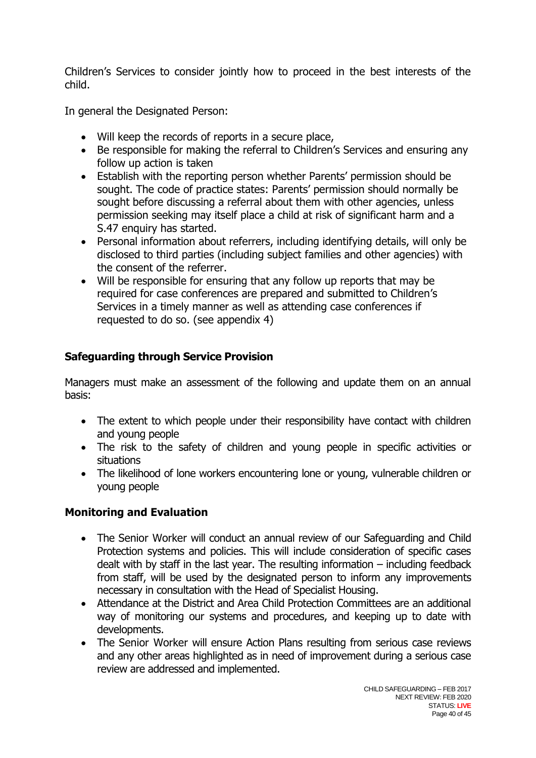Children's Services to consider jointly how to proceed in the best interests of the child.

In general the Designated Person:

- Will keep the records of reports in a secure place,
- Be responsible for making the referral to Children's Services and ensuring any follow up action is taken
- Establish with the reporting person whether Parents' permission should be sought. The code of practice states: Parents' permission should normally be sought before discussing a referral about them with other agencies, unless permission seeking may itself place a child at risk of significant harm and a S.47 enquiry has started.
- Personal information about referrers, including identifying details, will only be disclosed to third parties (including subject families and other agencies) with the consent of the referrer.
- Will be responsible for ensuring that any follow up reports that may be required for case conferences are prepared and submitted to Children's Services in a timely manner as well as attending case conferences if requested to do so. (see appendix 4)

## Safeguarding through Service Provision

Managers must make an assessment of the following and update them on an annual basis:

- The extent to which people under their responsibility have contact with children and young people
- The risk to the safety of children and young people in specific activities or situations
- The likelihood of lone workers encountering lone or young, vulnerable children or young people

## Monitoring and Evaluation

- The Senior Worker will conduct an annual review of our Safeguarding and Child Protection systems and policies. This will include consideration of specific cases dealt with by staff in the last year. The resulting information – including feedback from staff, will be used by the designated person to inform any improvements necessary in consultation with the Head of Specialist Housing.
- Attendance at the District and Area Child Protection Committees are an additional way of monitoring our systems and procedures, and keeping up to date with developments.
- The Senior Worker will ensure Action Plans resulting from serious case reviews and any other areas highlighted as in need of improvement during a serious case review are addressed and implemented.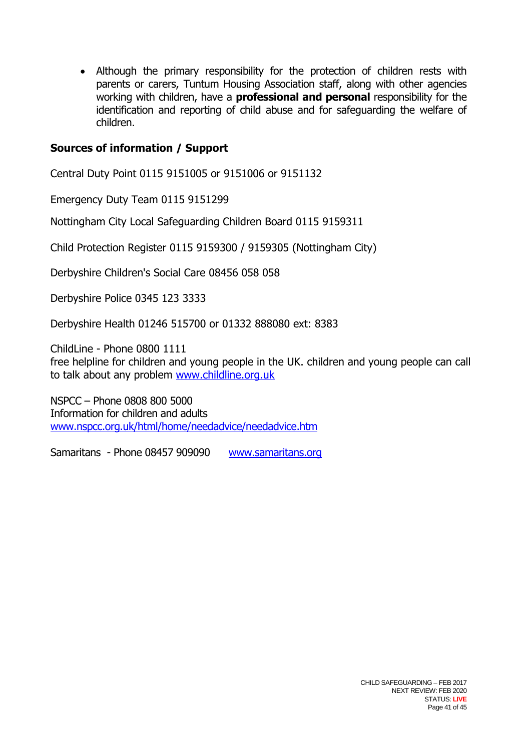- Although the primary responsibility for the protection of children rests with parents or carers, Tuntum Housing Association staff, along with other agencies working with children, have a **professional and personal** responsibility for the identification and reporting of child abuse and for safeguarding the welfare of children.

## Sources of information / Support

Central Duty Point 0115 9151005 or 9151006 or 9151132

Emergency Duty Team 0115 9151299

Nottingham City Local Safeguarding Children Board 0115 9159311

Child Protection Register 0115 9159300 / 9159305 (Nottingham City)

Derbyshire Children's Social Care 08456 058 058

Derbyshire Police 0345 123 3333

Derbyshire Health 01246 515700 or 01332 888080 ext: 8383

ChildLine - Phone 0800 1111
free helpline for children and young people in the UK. children and young people can call to talk about any problem www.childline.org.uk

NSPCC – Phone 0808 800 5000
Information for children and adults
www.nspcc.org.uk/html/home/needadvice/needadvice.htm

Samaritans - Phone 08457 909090 www.samaritans.org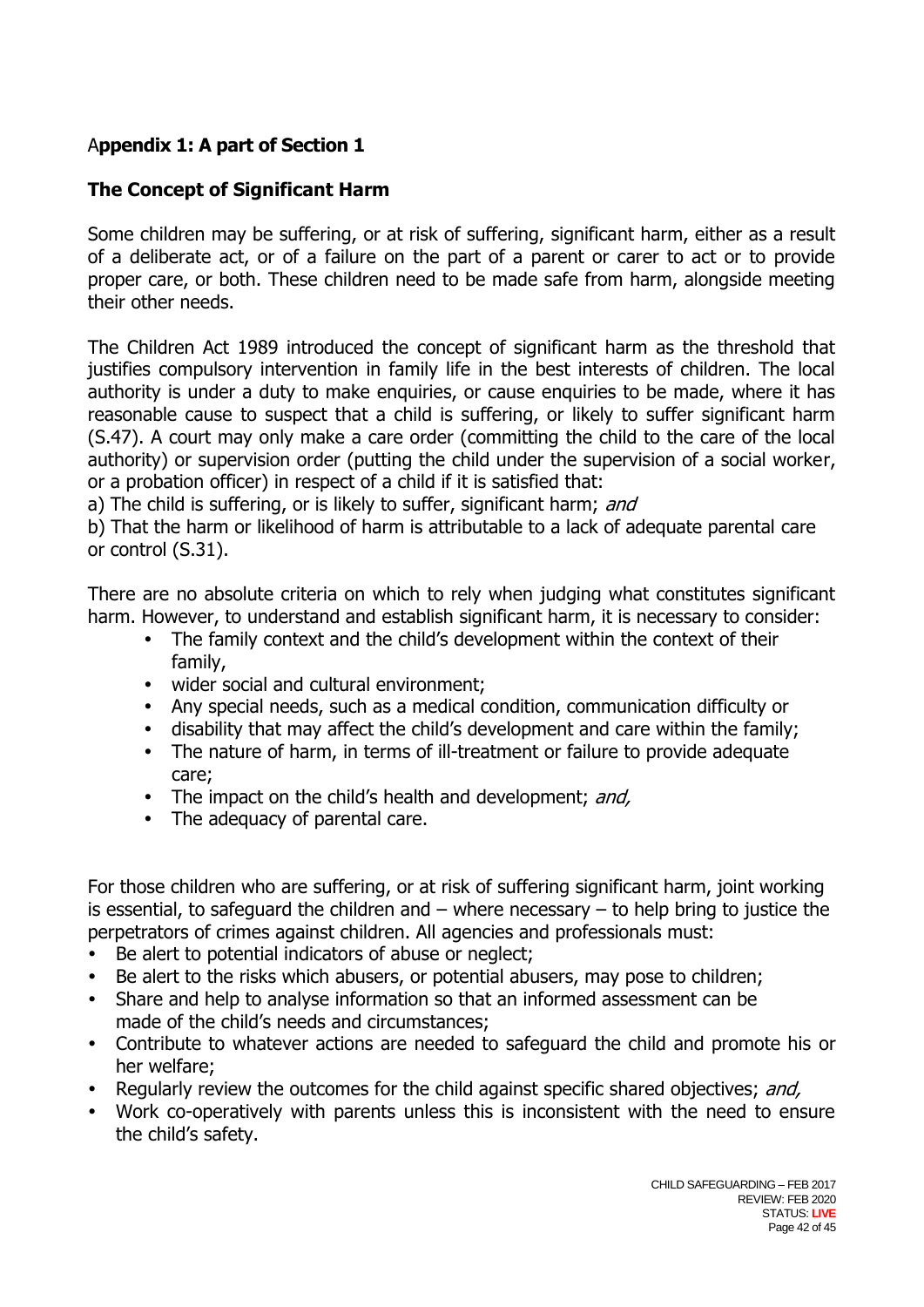## Appendix 1: A part of Section 1

### The Concept of Significant Harm

Some children may be suffering, or at risk of suffering, significant harm, either as a result of a deliberate act, or of a failure on the part of a parent or carer to act or to provide proper care, or both. These children need to be made safe from harm, alongside meeting their other needs.

The Children Act 1989 introduced the concept of significant harm as the threshold that justifies compulsory intervention in family life in the best interests of children. The local authority is under a duty to make enquiries, or cause enquiries to be made, where it has reasonable cause to suspect that a child is suffering, or likely to suffer significant harm (S.47). A court may only make a care order (committing the child to the care of the local authority) or supervision order (putting the child under the supervision of a social worker, or a probation officer) in respect of a child if it is satisfied that:

a) The child is suffering, or is likely to suffer, significant harm; *and*

b) That the harm or likelihood of harm is attributable to a lack of adequate parental care or control (S.31).

There are no absolute criteria on which to rely when judging what constitutes significant harm. However, to understand and establish significant harm, it is necessary to consider:

- The family context and the child's development within the context of their family,
- wider social and cultural environment;
- Any special needs, such as a medical condition, communication difficulty or
- disability that may affect the child's development and care within the family;
- The nature of harm, in terms of ill-treatment or failure to provide adequate care;
- The impact on the child's health and development; *and,*
- The adequacy of parental care.

For those children who are suffering, or at risk of suffering significant harm, joint working is essential, to safeguard the children and – where necessary – to help bring to justice the perpetrators of crimes against children. All agencies and professionals must:

- Be alert to potential indicators of abuse or neglect;
- Be alert to the risks which abusers, or potential abusers, may pose to children;
- Share and help to analyse information so that an informed assessment can be made of the child's needs and circumstances;
- Contribute to whatever actions are needed to safeguard the child and promote his or her welfare;
- Regularly review the outcomes for the child against specific shared objectives; *and,*
- Work co-operatively with parents unless this is inconsistent with the need to ensure the child's safety.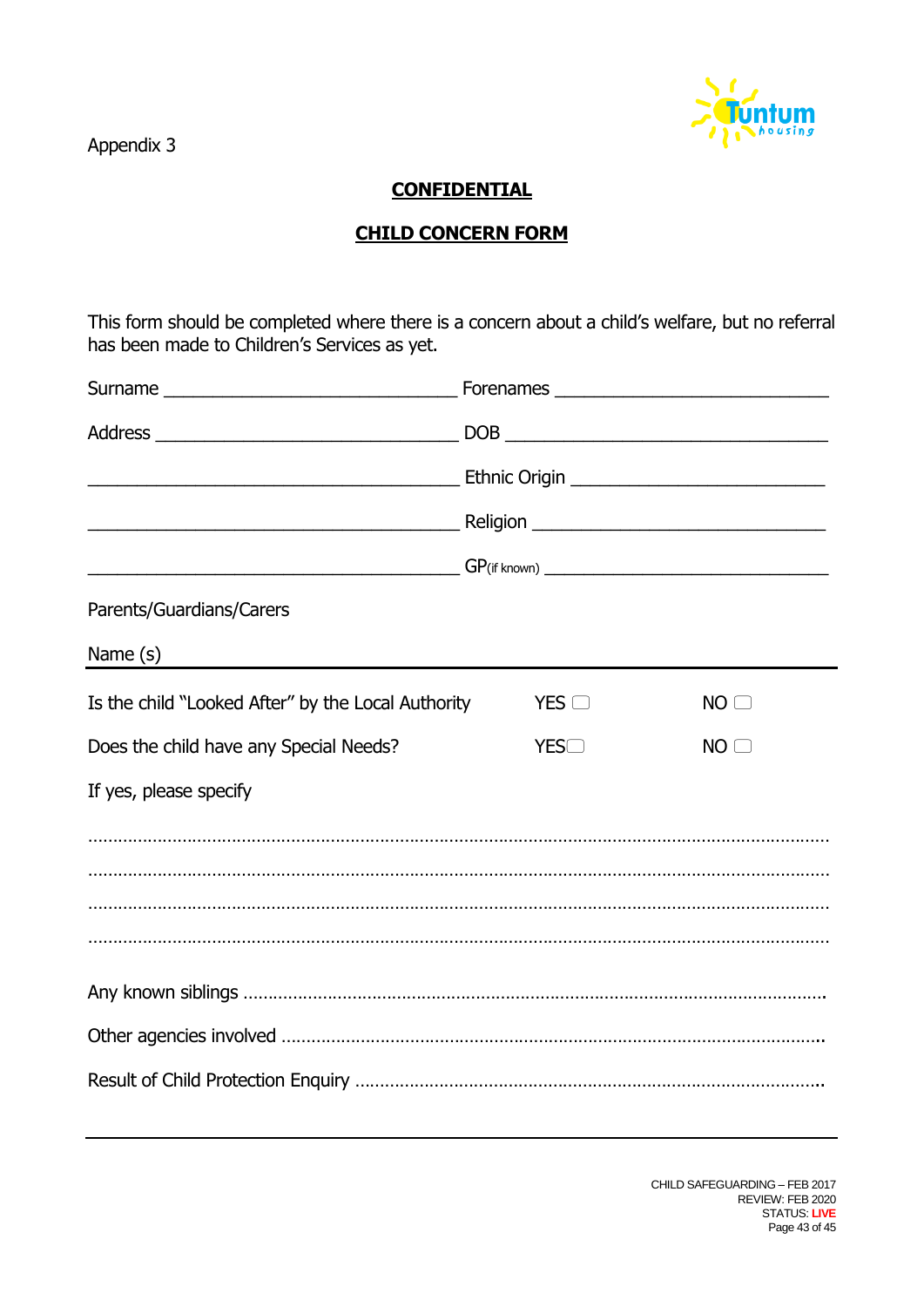Appendix 3

**CONFIDENTIAL**

**CHILD CONCERN FORM**

This form should be completed where there is a concern about a child's welfare, but no referral has been made to Children's Services as yet.

Surname ______________________________ Forenames ____________________________

Address _______________________________ DOB _________________________________

_____________________________________ Ethnic Origin __________________________

_____________________________________ Religion ______________________________

_____________________________________ GP(if known) __________________________

Parents/Guardians/Carers

Name (s)

---

Is the child "Looked After" by the Local Authority YES ☐ NO ☐

Does the child have any Special Needs? YES☐ NO ☐

If yes, please specify

.....................................................................................................................................

.....................................................................................................................................

.....................................................................................................................................

.....................................................................................................................................

Any known siblings ........................................................................................................

Other agencies involved ................................................................................................

Result of Child Protection Enquiry ................................................................................

---

CHILD SAFEGUARDING – FEB 2017
REVIEW: FEB 2020
STATUS: LIVE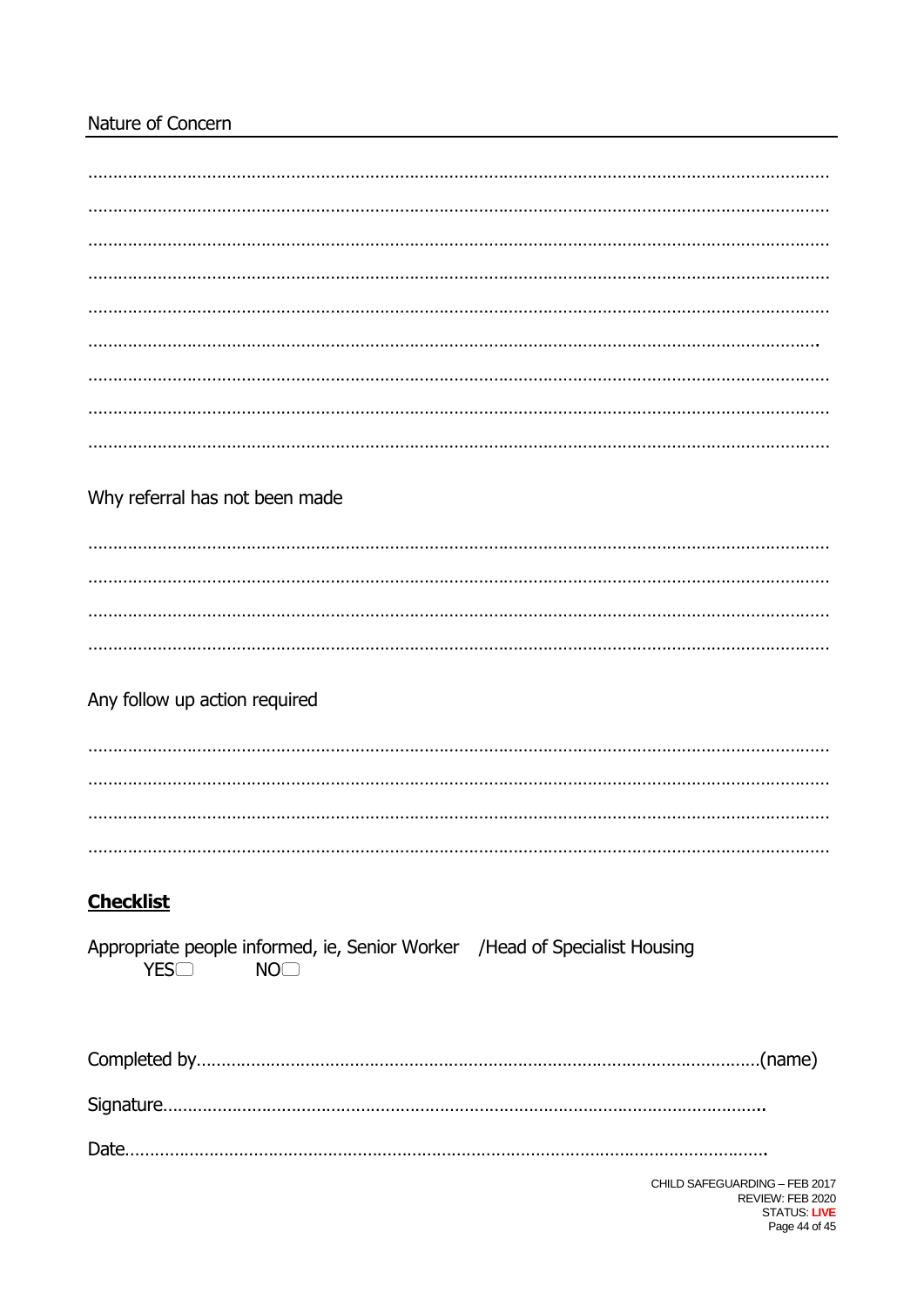Nature of Concern

……………………………………………………………………………………………………………………………

……………………………………………………………………………………………………………………………

……………………………………………………………………………………………………………………………

……………………………………………………………………………………………………………………………

……………………………………………………………………………………………………………………………

…………………………………………………………………………………………………………………………

……………………………………………………………………………………………………………………………

……………………………………………………………………………………………………………………………

……………………………………………………………………………………………………………………………

Why referral has not been made

……………………………………………………………………………………………………………………………

……………………………………………………………………………………………………………………………

……………………………………………………………………………………………………………………………

……………………………………………………………………………………………………………………………

Any follow up action required

……………………………………………………………………………………………………………………………

……………………………………………………………………………………………………………………………

……………………………………………………………………………………………………………………………

……………………………………………………………………………………………………………………………

**Checklist**

Appropriate people informed, ie, Senior Worker /Head of Specialist Housing
YES☐ NO☐

Completed by………………………………………………………………………………………………(name)

Signature……………………………………………………………………………………………………..

Date…………………………………………………………………………………………………………….

CHILD SAFEGUARDING – FEB 2017
REVIEW: FEB 2020
STATUS: LIVE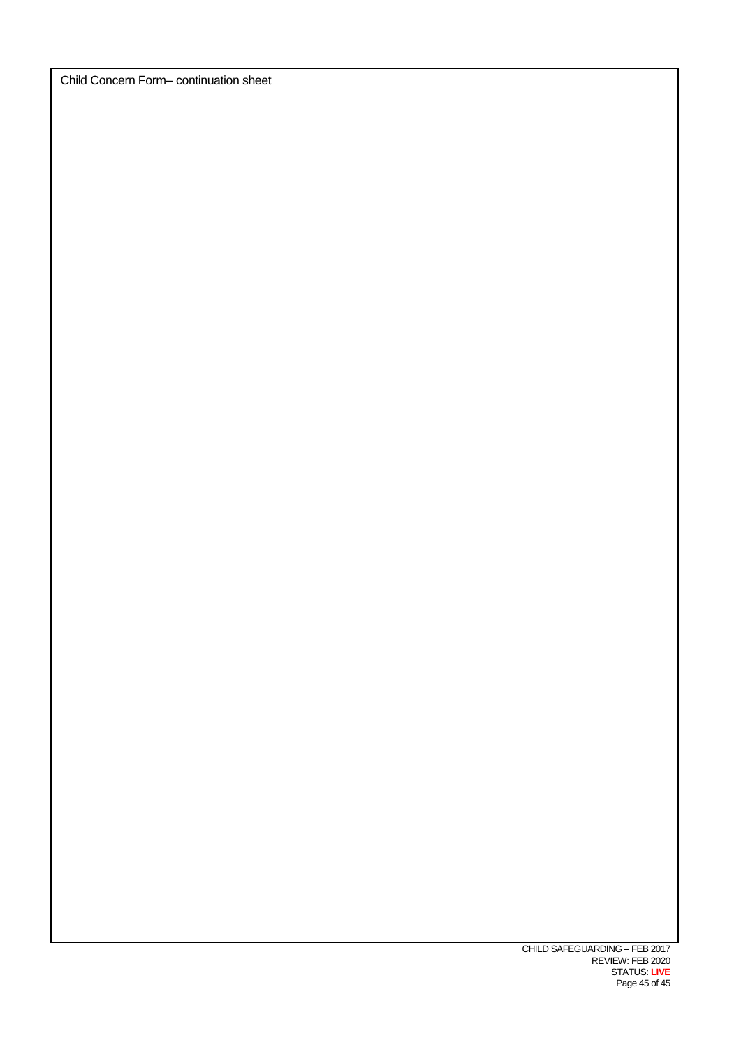Child Concern Form– continuation sheet